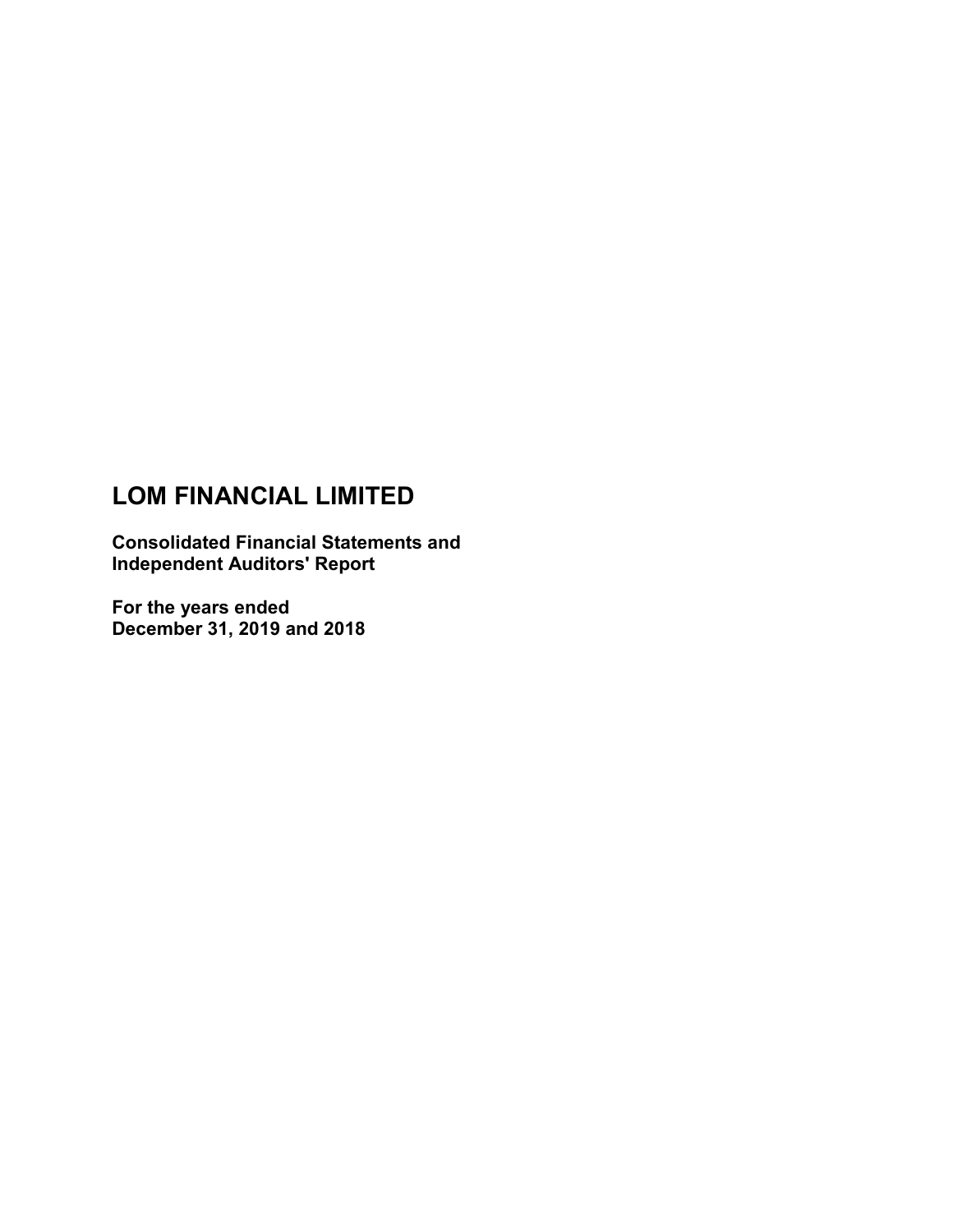# LOM FINANCIAL LIMITED

**Consolidated Financial Statements and Independent Auditors' Report**

**For the years ended December 31, 2019 and 2018**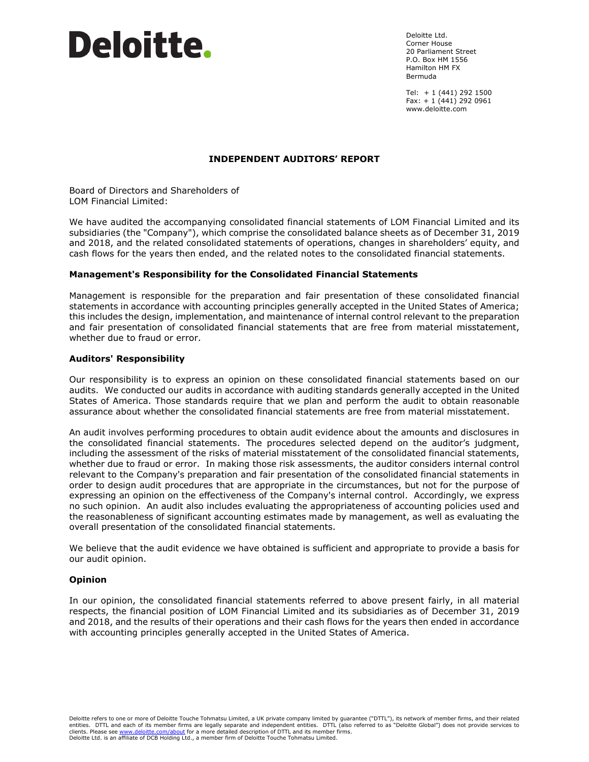Deloitte.

Deloitte Ltd.
Corner House
20 Parliament Street
P.O. Box HM 1556
Hamilton HM FX
Bermuda

Tel: + 1 (441) 292 1500
Fax: + 1 (441) 292 0961
www.deloitte.com

# INDEPENDENT AUDITORS' REPORT

Board of Directors and Shareholders of
LOM Financial Limited:

We have audited the accompanying consolidated financial statements of LOM Financial Limited and its subsidiaries (the "Company"), which comprise the consolidated balance sheets as of December 31, 2019 and 2018, and the related consolidated statements of operations, changes in shareholders' equity, and cash flows for the years then ended, and the related notes to the consolidated financial statements.

## Management's Responsibility for the Consolidated Financial Statements

Management is responsible for the preparation and fair presentation of these consolidated financial statements in accordance with accounting principles generally accepted in the United States of America; this includes the design, implementation, and maintenance of internal control relevant to the preparation and fair presentation of consolidated financial statements that are free from material misstatement, whether due to fraud or error.

## Auditors' Responsibility

Our responsibility is to express an opinion on these consolidated financial statements based on our audits. We conducted our audits in accordance with auditing standards generally accepted in the United States of America. Those standards require that we plan and perform the audit to obtain reasonable assurance about whether the consolidated financial statements are free from material misstatement.

An audit involves performing procedures to obtain audit evidence about the amounts and disclosures in the consolidated financial statements. The procedures selected depend on the auditor's judgment, including the assessment of the risks of material misstatement of the consolidated financial statements, whether due to fraud or error. In making those risk assessments, the auditor considers internal control relevant to the Company's preparation and fair presentation of the consolidated financial statements in order to design audit procedures that are appropriate in the circumstances, but not for the purpose of expressing an opinion on the effectiveness of the Company's internal control. Accordingly, we express no such opinion. An audit also includes evaluating the appropriateness of accounting policies used and the reasonableness of significant accounting estimates made by management, as well as evaluating the overall presentation of the consolidated financial statements.

We believe that the audit evidence we have obtained is sufficient and appropriate to provide a basis for our audit opinion.

## Opinion

In our opinion, the consolidated financial statements referred to above present fairly, in all material respects, the financial position of LOM Financial Limited and its subsidiaries as of December 31, 2019 and 2018, and the results of their operations and their cash flows for the years then ended in accordance with accounting principles generally accepted in the United States of America.

Deloitte refers to one or more of Deloitte Touche Tohmatsu Limited, a UK private company limited by guarantee ("DTTL"), its network of member firms, and their related entities. DTTL and each of its member firms are legally separate and independent entities. DTTL (also referred to as "Deloitte Global") does not provide services to clients. Please see www.deloitte.com/about for a more detailed description of DTTL and its member firms.
Deloitte Ltd. is an affiliate of DCB Holding Ltd., a member firm of Deloitte Touche Tohmatsu Limited.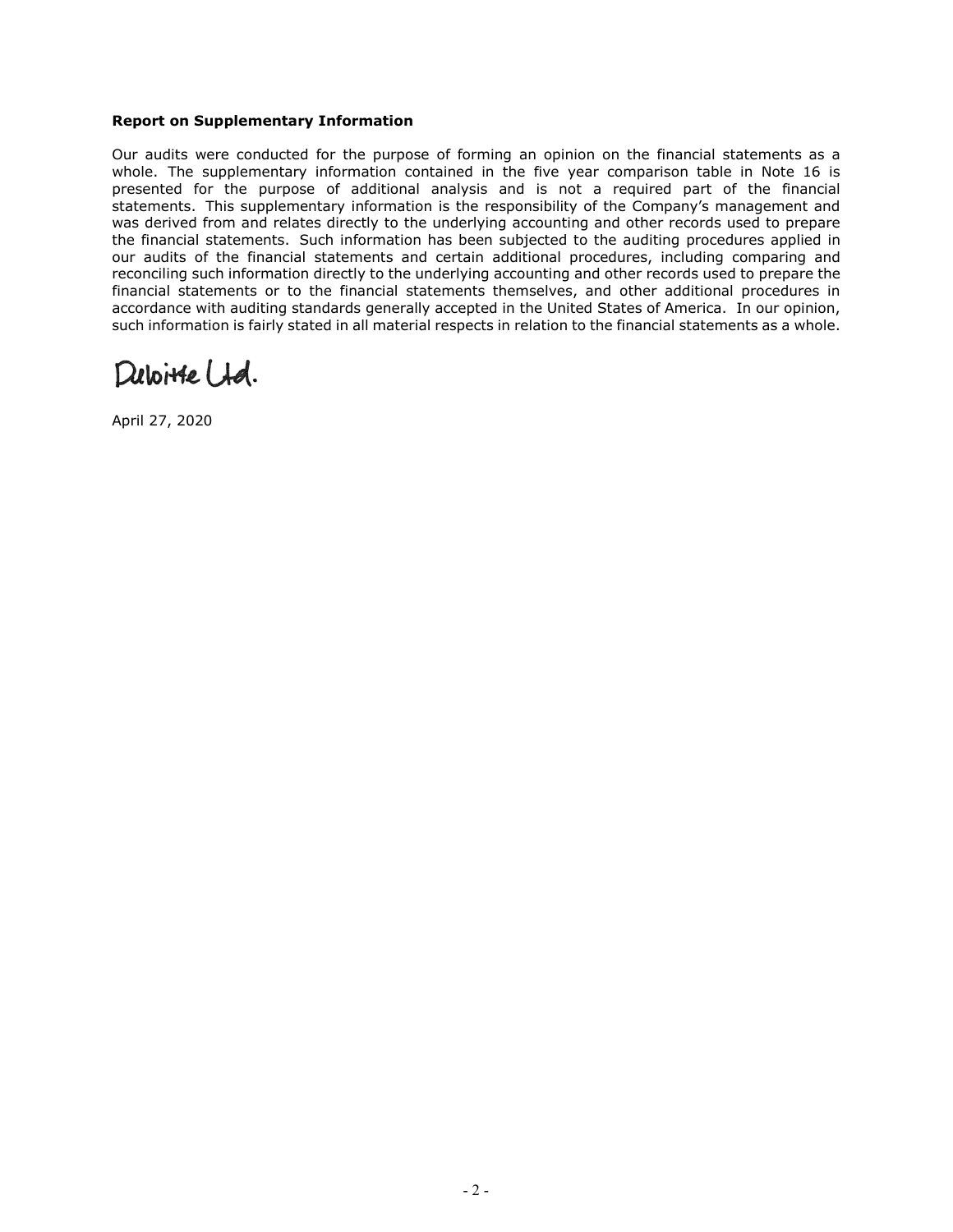**Report on Supplementary Information**

Our audits were conducted for the purpose of forming an opinion on the financial statements as a whole. The supplementary information contained in the five year comparison table in Note 16 is presented for the purpose of additional analysis and is not a required part of the financial statements. This supplementary information is the responsibility of the Company's management and was derived from and relates directly to the underlying accounting and other records used to prepare the financial statements. Such information has been subjected to the auditing procedures applied in our audits of the financial statements and certain additional procedures, including comparing and reconciling such information directly to the underlying accounting and other records used to prepare the financial statements or to the financial statements themselves, and other additional procedures in accordance with auditing standards generally accepted in the United States of America. In our opinion, such information is fairly stated in all material respects in relation to the financial statements as a whole.

Deloitte Ltd.

April 27, 2020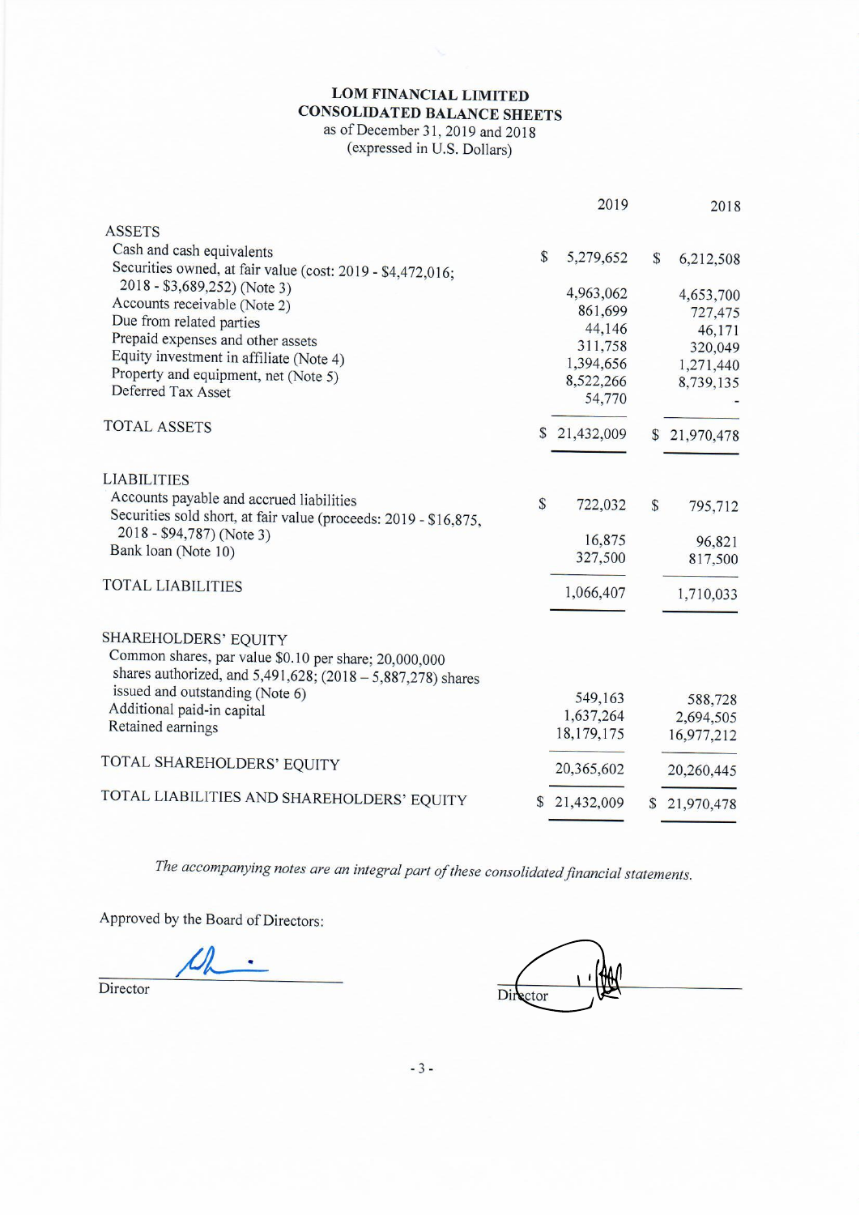# LOM FINANCIAL LIMITED
## CONSOLIDATED BALANCE SHEETS
as of December 31, 2019 and 2018
(expressed in U.S. Dollars)

| | 2019 | 2018 |
|---|---|---|
| **ASSETS** | | |
| Cash and cash equivalents | $ 5,279,652 | $ 6,212,508 |
| Securities owned, at fair value (cost: 2019 - $4,472,016; 2018 - $3,689,252) (Note 3) | 4,963,062 | 4,653,700 |
| Accounts receivable (Note 2) | 861,699 | 727,475 |
| Due from related parties | 44,146 | 46,171 |
| Prepaid expenses and other assets | 311,758 | 320,049 |
| Equity investment in affiliate (Note 4) | 1,394,656 | 1,271,440 |
| Property and equipment, net (Note 5) | 8,522,266 | 8,739,135 |
| Deferred Tax Asset | 54,770 | - |
| TOTAL ASSETS | $ 21,432,009 | $ 21,970,478 |
| **LIABILITIES** | | |
| Accounts payable and accrued liabilities | $ 722,032 | $ 795,712 |
| Securities sold short, at fair value (proceeds: 2019 - $16,875, 2018 - $94,787) (Note 3) | 16,875 | 96,821 |
| Bank loan (Note 10) | 327,500 | 817,500 |
| TOTAL LIABILITIES | 1,066,407 | 1,710,033 |
| **SHAREHOLDERS' EQUITY** | | |
| Common shares, par value $0.10 per share; 20,000,000 shares authorized, and 5,491,628; (2018 – 5,887,278) shares issued and outstanding (Note 6) | 549,163 | 588,728 |
| Additional paid-in capital | 1,637,264 | 2,694,505 |
| Retained earnings | 18,179,175 | 16,977,212 |
| TOTAL SHAREHOLDERS' EQUITY | 20,365,602 | 20,260,445 |
| TOTAL LIABILITIES AND SHAREHOLDERS' EQUITY | $ 21,432,009 | $ 21,970,478 |

*The accompanying notes are an integral part of these consolidated financial statements.*

Approved by the Board of Directors:

Director

Director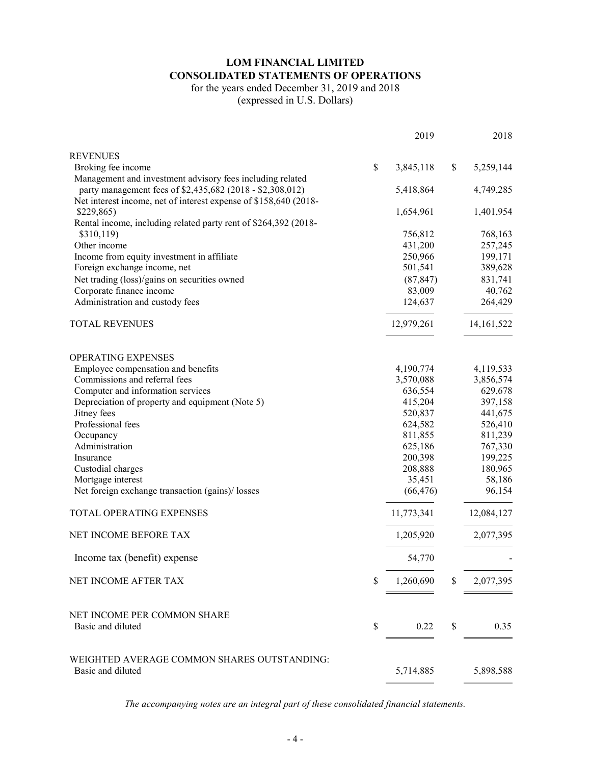# LOM FINANCIAL LIMITED
## CONSOLIDATED STATEMENTS OF OPERATIONS
for the years ended December 31, 2019 and 2018
(expressed in U.S. Dollars)

| | 2019 | 2018 |
|---|---|---|
| **REVENUES** | | |
| Broking fee income | $ 3,845,118 | $ 5,259,144 |
| Management and investment advisory fees including related party management fees of $2,435,682 (2018 - $2,308,012) | 5,418,864 | 4,749,285 |
| Net interest income, net of interest expense of $158,640 (2018- $229,865) | 1,654,961 | 1,401,954 |
| Rental income, including related party rent of $264,392 (2018- $310,119) | 756,812 | 768,163 |
| Other income | 431,200 | 257,245 |
| Income from equity investment in affiliate | 250,966 | 199,171 |
| Foreign exchange income, net | 501,541 | 389,628 |
| Net trading (loss)/gains on securities owned | (87,847) | 831,741 |
| Corporate finance income | 83,009 | 40,762 |
| Administration and custody fees | 124,637 | 264,429 |
| TOTAL REVENUES | 12,979,261 | 14,161,522 |
| **OPERATING EXPENSES** | | |
| Employee compensation and benefits | 4,190,774 | 4,119,533 |
| Commissions and referral fees | 3,570,088 | 3,856,574 |
| Computer and information services | 636,554 | 629,678 |
| Depreciation of property and equipment (Note 5) | 415,204 | 397,158 |
| Jitney fees | 520,837 | 441,675 |
| Professional fees | 624,582 | 526,410 |
| Occupancy | 811,855 | 811,239 |
| Administration | 625,186 | 767,330 |
| Insurance | 200,398 | 199,225 |
| Custodial charges | 208,888 | 180,965 |
| Mortgage interest | 35,451 | 58,186 |
| Net foreign exchange transaction (gains)/ losses | (66,476) | 96,154 |
| TOTAL OPERATING EXPENSES | 11,773,341 | 12,084,127 |
| NET INCOME BEFORE TAX | 1,205,920 | 2,077,395 |
| Income tax (benefit) expense | 54,770 | - |
| NET INCOME AFTER TAX | $ 1,260,690 | $ 2,077,395 |
| NET INCOME PER COMMON SHARE | | |
| Basic and diluted | $ 0.22 | $ 0.35 |
| WEIGHTED AVERAGE COMMON SHARES OUTSTANDING: | | |
| Basic and diluted | 5,714,885 | 5,898,588 |

*The accompanying notes are an integral part of these consolidated financial statements.*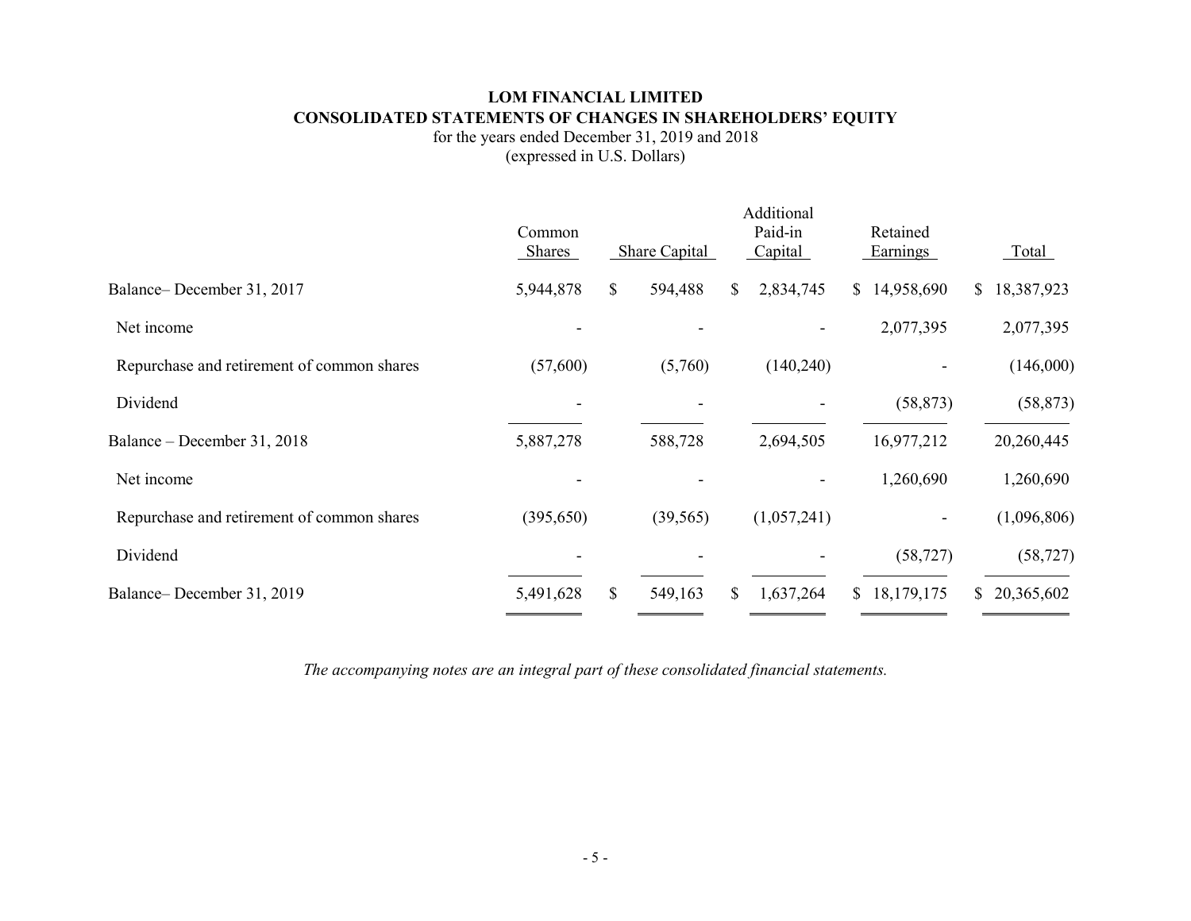**LOM FINANCIAL LIMITED**
**CONSOLIDATED STATEMENTS OF CHANGES IN SHAREHOLDERS' EQUITY**
for the years ended December 31, 2019 and 2018
(expressed in U.S. Dollars)

| | Common Shares | Share Capital | Additional Paid-in Capital | Retained Earnings | Total |
|---|---|---|---|---|---|
| Balance– December 31, 2017 | 5,944,878 | $ 594,488 | $ 2,834,745 | $ 14,958,690 | $ 18,387,923 |
| Net income | - | - | - | 2,077,395 | 2,077,395 |
| Repurchase and retirement of common shares | (57,600) | (5,760) | (140,240) | - | (146,000) |
| Dividend | - | - | - | (58,873) | (58,873) |
| Balance – December 31, 2018 | 5,887,278 | 588,728 | 2,694,505 | 16,977,212 | 20,260,445 |
| Net income | - | - | - | 1,260,690 | 1,260,690 |
| Repurchase and retirement of common shares | (395,650) | (39,565) | (1,057,241) | - | (1,096,806) |
| Dividend | - | - | - | (58,727) | (58,727) |
| Balance– December 31, 2019 | 5,491,628 | $ 549,163 | $ 1,637,264 | $ 18,179,175 | $ 20,365,602 |

*The accompanying notes are an integral part of these consolidated financial statements.*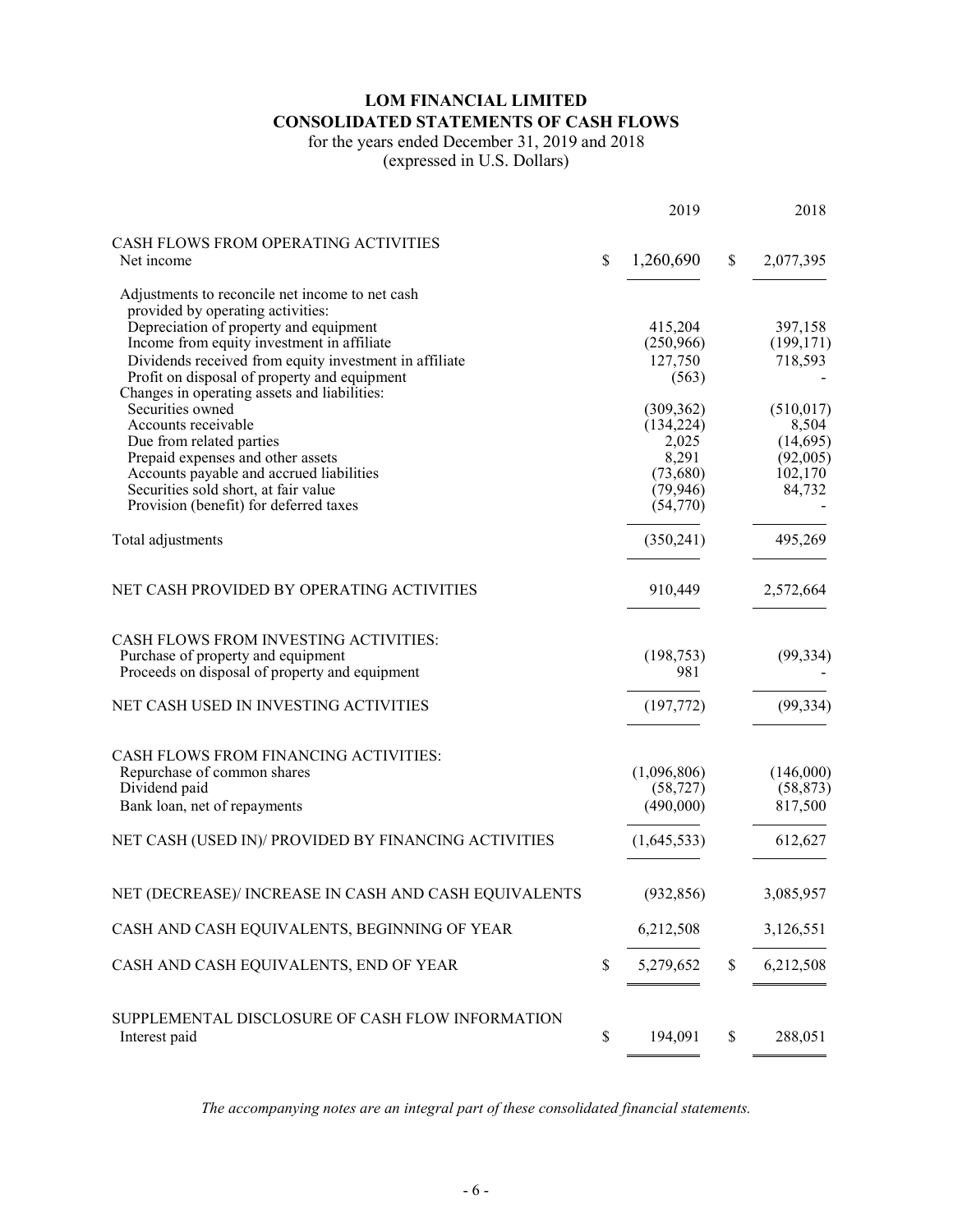# LOM FINANCIAL LIMITED
# CONSOLIDATED STATEMENTS OF CASH FLOWS

for the years ended December 31, 2019 and 2018
(expressed in U.S. Dollars)

| | 2019 | 2018 |
|---|---|---|
| CASH FLOWS FROM OPERATING ACTIVITIES | | |
| Net income | $ 1,260,690 | $ 2,077,395 |
| Adjustments to reconcile net income to net cash provided by operating activities: | | |
| Depreciation of property and equipment | 415,204 | 397,158 |
| Income from equity investment in affiliate | (250,966) | (199,171) |
| Dividends received from equity investment in affiliate | 127,750 | 718,593 |
| Profit on disposal of property and equipment | (563) | - |
| Changes in operating assets and liabilities: | | |
| Securities owned | (309,362) | (510,017) |
| Accounts receivable | (134,224) | 8,504 |
| Due from related parties | 2,025 | (14,695) |
| Prepaid expenses and other assets | 8,291 | (92,005) |
| Accounts payable and accrued liabilities | (73,680) | 102,170 |
| Securities sold short, at fair value | (79,946) | 84,732 |
| Provision (benefit) for deferred taxes | (54,770) | - |
| Total adjustments | (350,241) | 495,269 |
| NET CASH PROVIDED BY OPERATING ACTIVITIES | 910,449 | 2,572,664 |
| CASH FLOWS FROM INVESTING ACTIVITIES: | | |
| Purchase of property and equipment | (198,753) | (99,334) |
| Proceeds on disposal of property and equipment | 981 | - |
| NET CASH USED IN INVESTING ACTIVITIES | (197,772) | (99,334) |
| CASH FLOWS FROM FINANCING ACTIVITIES: | | |
| Repurchase of common shares | (1,096,806) | (146,000) |
| Dividend paid | (58,727) | (58,873) |
| Bank loan, net of repayments | (490,000) | 817,500 |
| NET CASH (USED IN)/ PROVIDED BY FINANCING ACTIVITIES | (1,645,533) | 612,627 |
| NET (DECREASE)/ INCREASE IN CASH AND CASH EQUIVALENTS | (932,856) | 3,085,957 |
| CASH AND CASH EQUIVALENTS, BEGINNING OF YEAR | 6,212,508 | 3,126,551 |
| CASH AND CASH EQUIVALENTS, END OF YEAR | $ 5,279,652 | $ 6,212,508 |
| SUPPLEMENTAL DISCLOSURE OF CASH FLOW INFORMATION | | |
| Interest paid | $ 194,091 | $ 288,051 |

*The accompanying notes are an integral part of these consolidated financial statements.*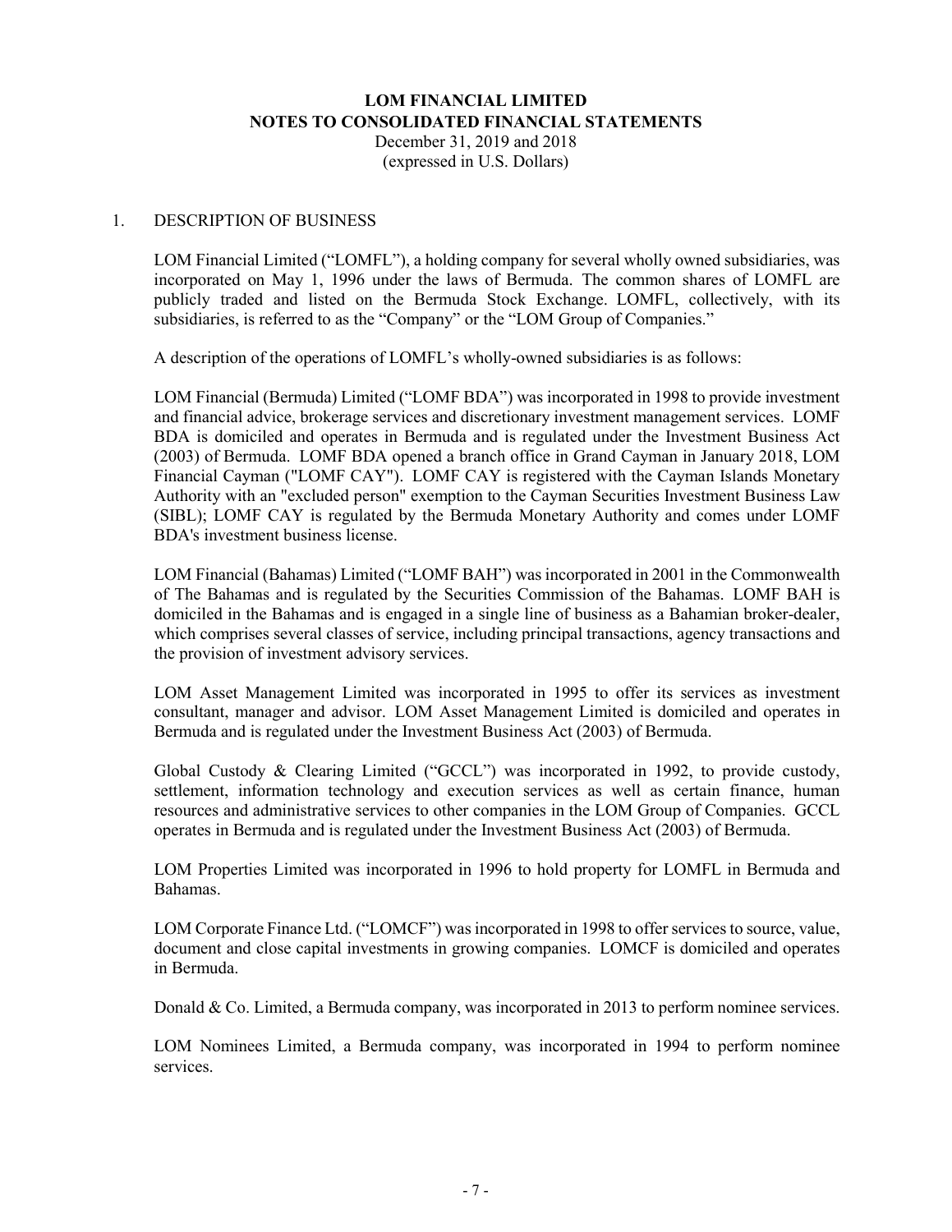# LOM FINANCIAL LIMITED
## NOTES TO CONSOLIDATED FINANCIAL STATEMENTS

December 31, 2019 and 2018
(expressed in U.S. Dollars)

### 1. DESCRIPTION OF BUSINESS

LOM Financial Limited ("LOMFL"), a holding company for several wholly owned subsidiaries, was incorporated on May 1, 1996 under the laws of Bermuda. The common shares of LOMFL are publicly traded and listed on the Bermuda Stock Exchange. LOMFL, collectively, with its subsidiaries, is referred to as the "Company" or the "LOM Group of Companies."

A description of the operations of LOMFL's wholly-owned subsidiaries is as follows:

LOM Financial (Bermuda) Limited ("LOMF BDA") was incorporated in 1998 to provide investment and financial advice, brokerage services and discretionary investment management services. LOMF BDA is domiciled and operates in Bermuda and is regulated under the Investment Business Act (2003) of Bermuda. LOMF BDA opened a branch office in Grand Cayman in January 2018, LOM Financial Cayman ("LOMF CAY"). LOMF CAY is registered with the Cayman Islands Monetary Authority with an "excluded person" exemption to the Cayman Securities Investment Business Law (SIBL); LOMF CAY is regulated by the Bermuda Monetary Authority and comes under LOMF BDA's investment business license.

LOM Financial (Bahamas) Limited ("LOMF BAH") was incorporated in 2001 in the Commonwealth of The Bahamas and is regulated by the Securities Commission of the Bahamas. LOMF BAH is domiciled in the Bahamas and is engaged in a single line of business as a Bahamian broker-dealer, which comprises several classes of service, including principal transactions, agency transactions and the provision of investment advisory services.

LOM Asset Management Limited was incorporated in 1995 to offer its services as investment consultant, manager and advisor. LOM Asset Management Limited is domiciled and operates in Bermuda and is regulated under the Investment Business Act (2003) of Bermuda.

Global Custody & Clearing Limited ("GCCL") was incorporated in 1992, to provide custody, settlement, information technology and execution services as well as certain finance, human resources and administrative services to other companies in the LOM Group of Companies. GCCL operates in Bermuda and is regulated under the Investment Business Act (2003) of Bermuda.

LOM Properties Limited was incorporated in 1996 to hold property for LOMFL in Bermuda and Bahamas.

LOM Corporate Finance Ltd. ("LOMCF") was incorporated in 1998 to offer services to source, value, document and close capital investments in growing companies. LOMCF is domiciled and operates in Bermuda.

Donald & Co. Limited, a Bermuda company, was incorporated in 2013 to perform nominee services.

LOM Nominees Limited, a Bermuda company, was incorporated in 1994 to perform nominee services.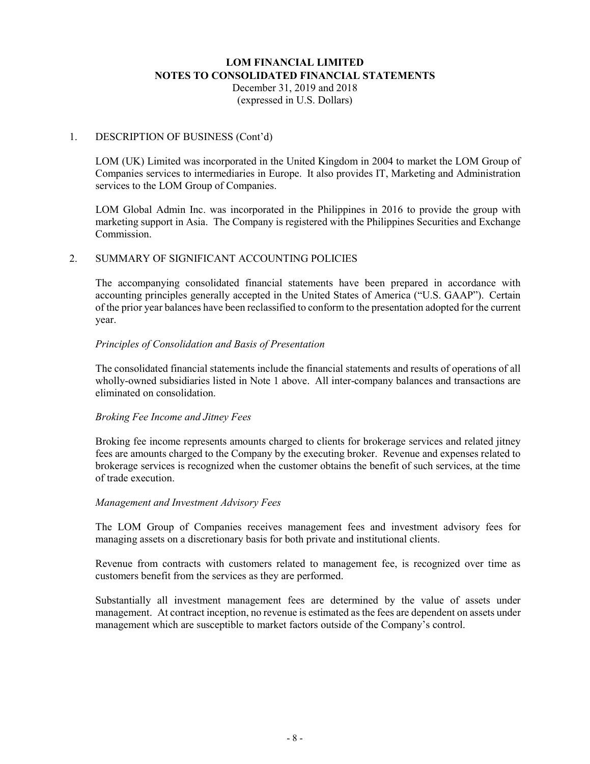# LOM FINANCIAL LIMITED
# NOTES TO CONSOLIDATED FINANCIAL STATEMENTS

December 31, 2019 and 2018
(expressed in U.S. Dollars)

## 1. DESCRIPTION OF BUSINESS (Cont'd)

LOM (UK) Limited was incorporated in the United Kingdom in 2004 to market the LOM Group of Companies services to intermediaries in Europe. It also provides IT, Marketing and Administration services to the LOM Group of Companies.

LOM Global Admin Inc. was incorporated in the Philippines in 2016 to provide the group with marketing support in Asia. The Company is registered with the Philippines Securities and Exchange Commission.

## 2. SUMMARY OF SIGNIFICANT ACCOUNTING POLICIES

The accompanying consolidated financial statements have been prepared in accordance with accounting principles generally accepted in the United States of America ("U.S. GAAP"). Certain of the prior year balances have been reclassified to conform to the presentation adopted for the current year.

*Principles of Consolidation and Basis of Presentation*

The consolidated financial statements include the financial statements and results of operations of all wholly-owned subsidiaries listed in Note 1 above. All inter-company balances and transactions are eliminated on consolidation.

*Broking Fee Income and Jitney Fees*

Broking fee income represents amounts charged to clients for brokerage services and related jitney fees are amounts charged to the Company by the executing broker. Revenue and expenses related to brokerage services is recognized when the customer obtains the benefit of such services, at the time of trade execution.

*Management and Investment Advisory Fees*

The LOM Group of Companies receives management fees and investment advisory fees for managing assets on a discretionary basis for both private and institutional clients.

Revenue from contracts with customers related to management fee, is recognized over time as customers benefit from the services as they are performed.

Substantially all investment management fees are determined by the value of assets under management. At contract inception, no revenue is estimated as the fees are dependent on assets under management which are susceptible to market factors outside of the Company's control.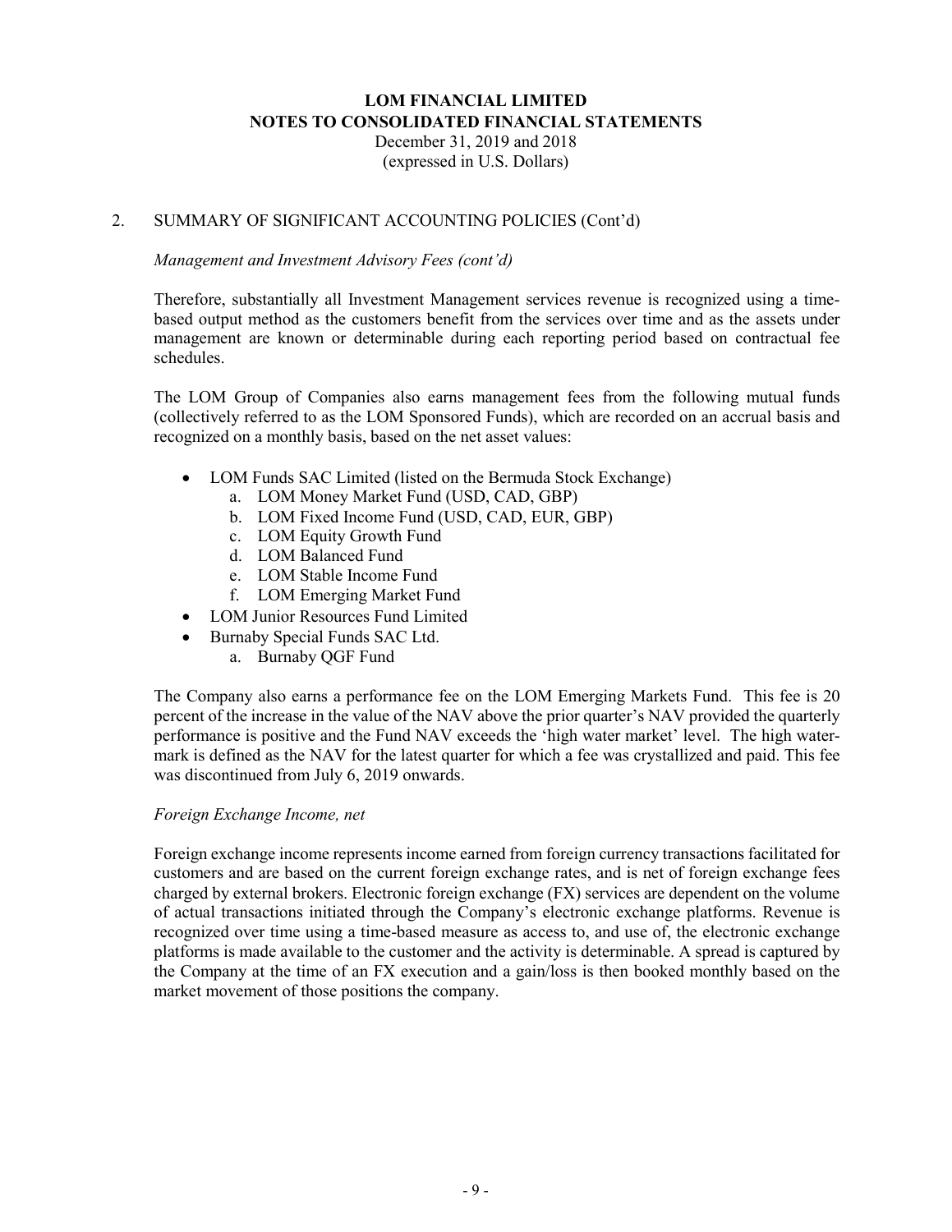**LOM FINANCIAL LIMITED**
**NOTES TO CONSOLIDATED FINANCIAL STATEMENTS**
December 31, 2019 and 2018
(expressed in U.S. Dollars)

## 2. SUMMARY OF SIGNIFICANT ACCOUNTING POLICIES (Cont'd)

*Management and Investment Advisory Fees (cont'd)*

Therefore, substantially all Investment Management services revenue is recognized using a time-based output method as the customers benefit from the services over time and as the assets under management are known or determinable during each reporting period based on contractual fee schedules.

The LOM Group of Companies also earns management fees from the following mutual funds (collectively referred to as the LOM Sponsored Funds), which are recorded on an accrual basis and recognized on a monthly basis, based on the net asset values:

- LOM Funds SAC Limited (listed on the Bermuda Stock Exchange)
  a. LOM Money Market Fund (USD, CAD, GBP)
  b. LOM Fixed Income Fund (USD, CAD, EUR, GBP)
  c. LOM Equity Growth Fund
  d. LOM Balanced Fund
  e. LOM Stable Income Fund
  f. LOM Emerging Market Fund
- LOM Junior Resources Fund Limited
- Burnaby Special Funds SAC Ltd.
  a. Burnaby QGF Fund

The Company also earns a performance fee on the LOM Emerging Markets Fund. This fee is 20 percent of the increase in the value of the NAV above the prior quarter's NAV provided the quarterly performance is positive and the Fund NAV exceeds the 'high water market' level. The high water-mark is defined as the NAV for the latest quarter for which a fee was crystallized and paid. This fee was discontinued from July 6, 2019 onwards.

*Foreign Exchange Income, net*

Foreign exchange income represents income earned from foreign currency transactions facilitated for customers and are based on the current foreign exchange rates, and is net of foreign exchange fees charged by external brokers. Electronic foreign exchange (FX) services are dependent on the volume of actual transactions initiated through the Company's electronic exchange platforms. Revenue is recognized over time using a time-based measure as access to, and use of, the electronic exchange platforms is made available to the customer and the activity is determinable. A spread is captured by the Company at the time of an FX execution and a gain/loss is then booked monthly based on the market movement of those positions the company.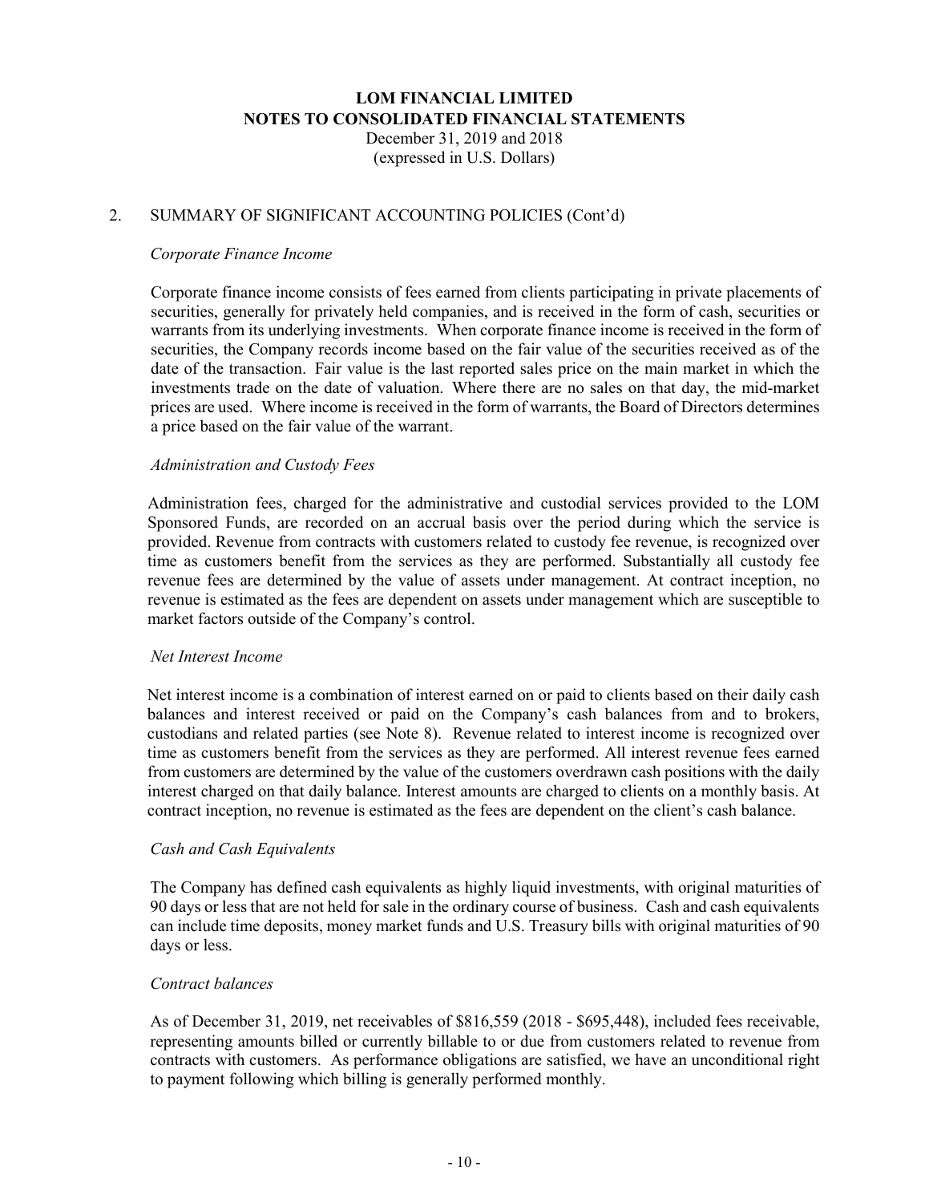## 2. SUMMARY OF SIGNIFICANT ACCOUNTING POLICIES (Cont'd)

*Corporate Finance Income*

Corporate finance income consists of fees earned from clients participating in private placements of securities, generally for privately held companies, and is received in the form of cash, securities or warrants from its underlying investments. When corporate finance income is received in the form of securities, the Company records income based on the fair value of the securities received as of the date of the transaction. Fair value is the last reported sales price on the main market in which the investments trade on the date of valuation. Where there are no sales on that day, the mid-market prices are used. Where income is received in the form of warrants, the Board of Directors determines a price based on the fair value of the warrant.

*Administration and Custody Fees*

Administration fees, charged for the administrative and custodial services provided to the LOM Sponsored Funds, are recorded on an accrual basis over the period during which the service is provided. Revenue from contracts with customers related to custody fee revenue, is recognized over time as customers benefit from the services as they are performed. Substantially all custody fee revenue fees are determined by the value of assets under management. At contract inception, no revenue is estimated as the fees are dependent on assets under management which are susceptible to market factors outside of the Company's control.

*Net Interest Income*

Net interest income is a combination of interest earned on or paid to clients based on their daily cash balances and interest received or paid on the Company's cash balances from and to brokers, custodians and related parties (see Note 8). Revenue related to interest income is recognized over time as customers benefit from the services as they are performed. All interest revenue fees earned from customers are determined by the value of the customers overdrawn cash positions with the daily interest charged on that daily balance. Interest amounts are charged to clients on a monthly basis. At contract inception, no revenue is estimated as the fees are dependent on the client's cash balance.

*Cash and Cash Equivalents*

The Company has defined cash equivalents as highly liquid investments, with original maturities of 90 days or less that are not held for sale in the ordinary course of business. Cash and cash equivalents can include time deposits, money market funds and U.S. Treasury bills with original maturities of 90 days or less.

*Contract balances*

As of December 31, 2019, net receivables of $816,559 (2018 - $695,448), included fees receivable, representing amounts billed or currently billable to or due from customers related to revenue from contracts with customers. As performance obligations are satisfied, we have an unconditional right to payment following which billing is generally performed monthly.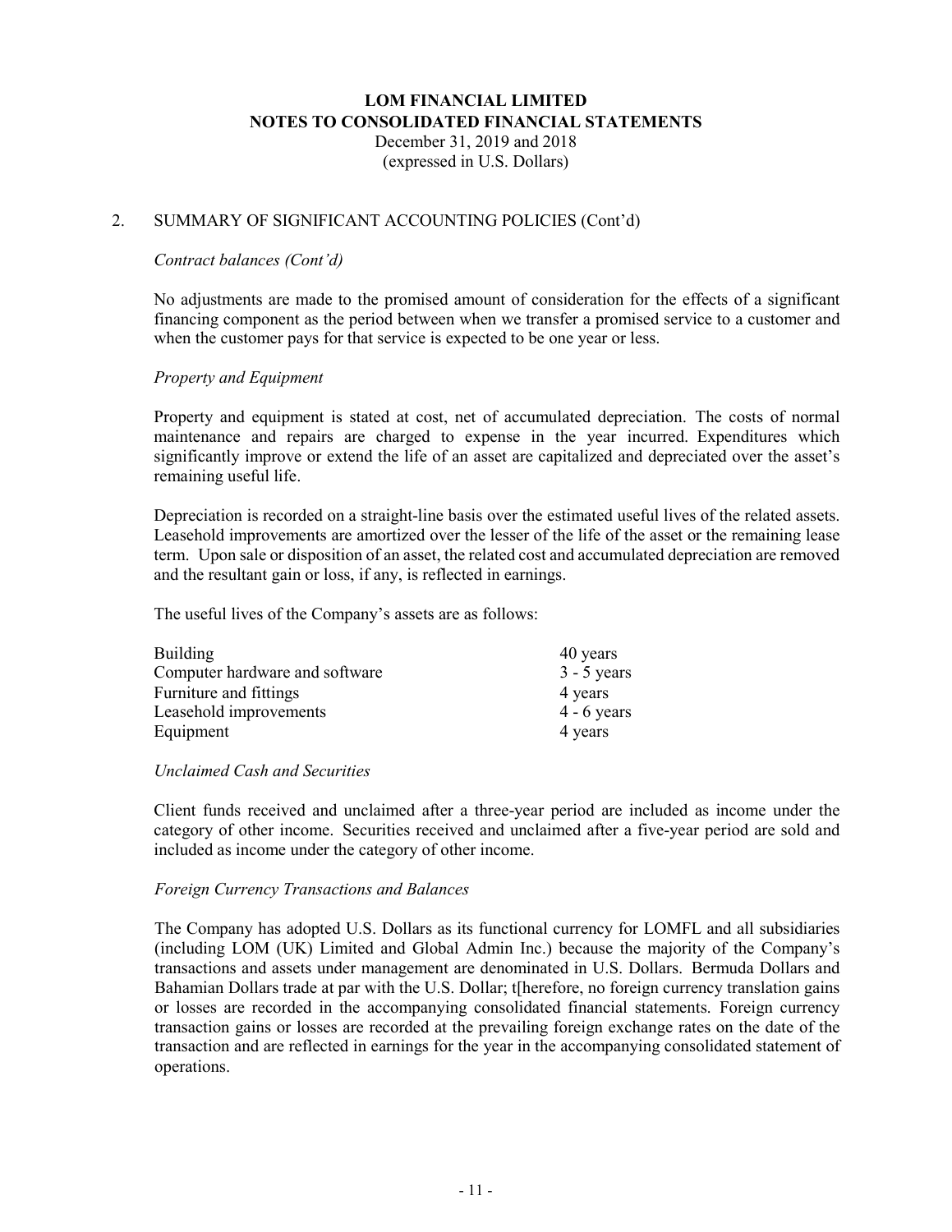## 2. SUMMARY OF SIGNIFICANT ACCOUNTING POLICIES (Cont'd)

*Contract balances (Cont'd)*

No adjustments are made to the promised amount of consideration for the effects of a significant financing component as the period between when we transfer a promised service to a customer and when the customer pays for that service is expected to be one year or less.

*Property and Equipment*

Property and equipment is stated at cost, net of accumulated depreciation. The costs of normal maintenance and repairs are charged to expense in the year incurred. Expenditures which significantly improve or extend the life of an asset are capitalized and depreciated over the asset's remaining useful life.

Depreciation is recorded on a straight-line basis over the estimated useful lives of the related assets. Leasehold improvements are amortized over the lesser of the life of the asset or the remaining lease term. Upon sale or disposition of an asset, the related cost and accumulated depreciation are removed and the resultant gain or loss, if any, is reflected in earnings.

The useful lives of the Company's assets are as follows:

| | |
|---|---|
| Building | 40 years |
| Computer hardware and software | 3 - 5 years |
| Furniture and fittings | 4 years |
| Leasehold improvements | 4 - 6 years |
| Equipment | 4 years |

*Unclaimed Cash and Securities*

Client funds received and unclaimed after a three-year period are included as income under the category of other income. Securities received and unclaimed after a five-year period are sold and included as income under the category of other income.

*Foreign Currency Transactions and Balances*

The Company has adopted U.S. Dollars as its functional currency for LOMFL and all subsidiaries (including LOM (UK) Limited and Global Admin Inc.) because the majority of the Company's transactions and assets under management are denominated in U.S. Dollars. Bermuda Dollars and Bahamian Dollars trade at par with the U.S. Dollar; t[herefore, no foreign currency translation gains or losses are recorded in the accompanying consolidated financial statements. Foreign currency transaction gains or losses are recorded at the prevailing foreign exchange rates on the date of the transaction and are reflected in earnings for the year in the accompanying consolidated statement of operations.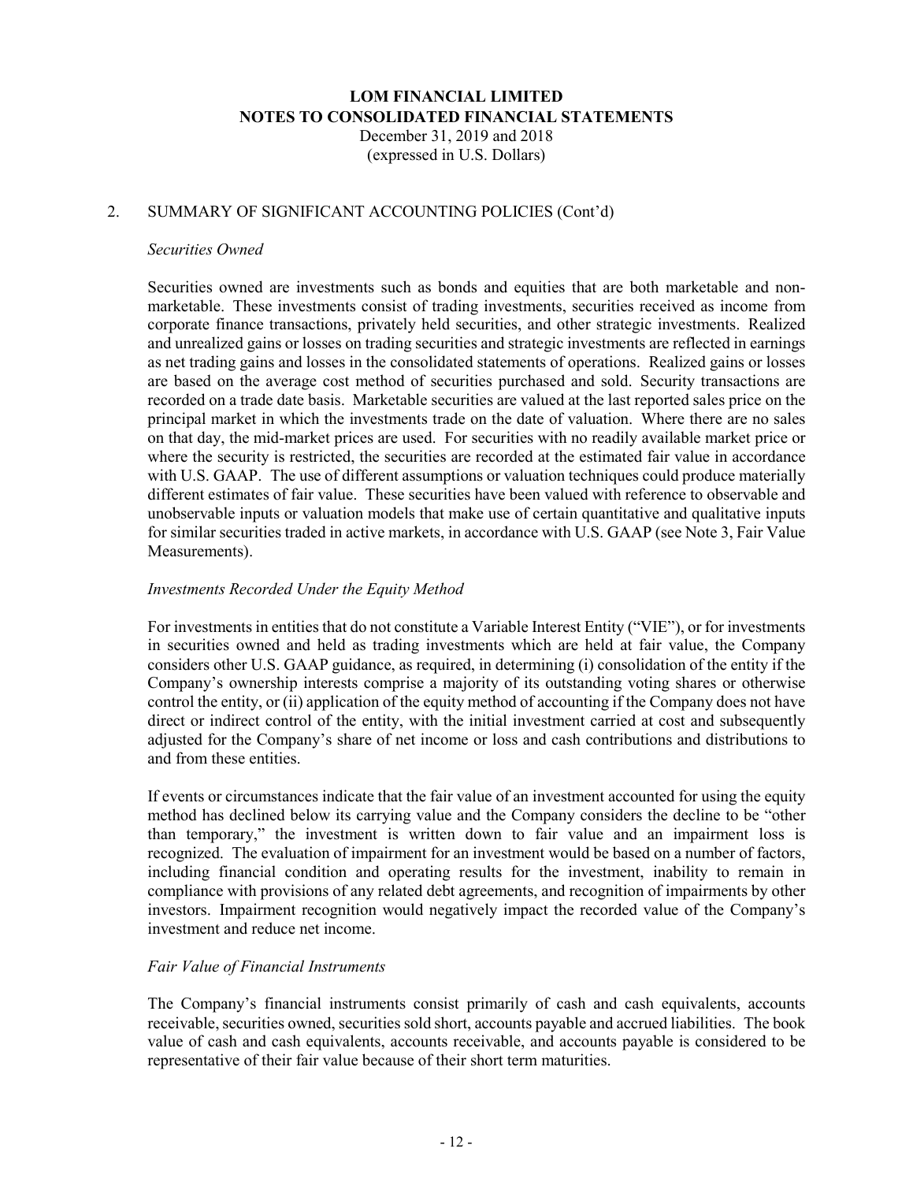# LOM FINANCIAL LIMITED
# NOTES TO CONSOLIDATED FINANCIAL STATEMENTS

December 31, 2019 and 2018
(expressed in U.S. Dollars)

## 2. SUMMARY OF SIGNIFICANT ACCOUNTING POLICIES (Cont'd)

*Securities Owned*

Securities owned are investments such as bonds and equities that are both marketable and non-marketable. These investments consist of trading investments, securities received as income from corporate finance transactions, privately held securities, and other strategic investments. Realized and unrealized gains or losses on trading securities and strategic investments are reflected in earnings as net trading gains and losses in the consolidated statements of operations. Realized gains or losses are based on the average cost method of securities purchased and sold. Security transactions are recorded on a trade date basis. Marketable securities are valued at the last reported sales price on the principal market in which the investments trade on the date of valuation. Where there are no sales on that day, the mid-market prices are used. For securities with no readily available market price or where the security is restricted, the securities are recorded at the estimated fair value in accordance with U.S. GAAP. The use of different assumptions or valuation techniques could produce materially different estimates of fair value. These securities have been valued with reference to observable and unobservable inputs or valuation models that make use of certain quantitative and qualitative inputs for similar securities traded in active markets, in accordance with U.S. GAAP (see Note 3, Fair Value Measurements).

*Investments Recorded Under the Equity Method*

For investments in entities that do not constitute a Variable Interest Entity ("VIE"), or for investments in securities owned and held as trading investments which are held at fair value, the Company considers other U.S. GAAP guidance, as required, in determining (i) consolidation of the entity if the Company's ownership interests comprise a majority of its outstanding voting shares or otherwise control the entity, or (ii) application of the equity method of accounting if the Company does not have direct or indirect control of the entity, with the initial investment carried at cost and subsequently adjusted for the Company's share of net income or loss and cash contributions and distributions to and from these entities.

If events or circumstances indicate that the fair value of an investment accounted for using the equity method has declined below its carrying value and the Company considers the decline to be "other than temporary," the investment is written down to fair value and an impairment loss is recognized. The evaluation of impairment for an investment would be based on a number of factors, including financial condition and operating results for the investment, inability to remain in compliance with provisions of any related debt agreements, and recognition of impairments by other investors. Impairment recognition would negatively impact the recorded value of the Company's investment and reduce net income.

*Fair Value of Financial Instruments*

The Company's financial instruments consist primarily of cash and cash equivalents, accounts receivable, securities owned, securities sold short, accounts payable and accrued liabilities. The book value of cash and cash equivalents, accounts receivable, and accounts payable is considered to be representative of their fair value because of their short term maturities.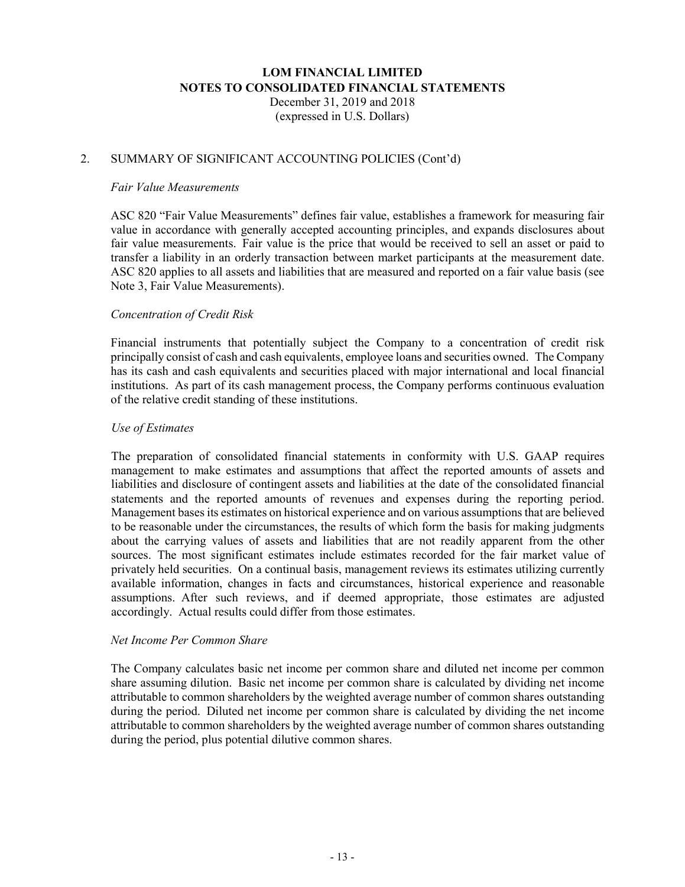# LOM FINANCIAL LIMITED
## NOTES TO CONSOLIDATED FINANCIAL STATEMENTS

December 31, 2019 and 2018
(expressed in U.S. Dollars)

## 2. SUMMARY OF SIGNIFICANT ACCOUNTING POLICIES (Cont'd)

*Fair Value Measurements*

ASC 820 "Fair Value Measurements" defines fair value, establishes a framework for measuring fair value in accordance with generally accepted accounting principles, and expands disclosures about fair value measurements. Fair value is the price that would be received to sell an asset or paid to transfer a liability in an orderly transaction between market participants at the measurement date. ASC 820 applies to all assets and liabilities that are measured and reported on a fair value basis (see Note 3, Fair Value Measurements).

*Concentration of Credit Risk*

Financial instruments that potentially subject the Company to a concentration of credit risk principally consist of cash and cash equivalents, employee loans and securities owned. The Company has its cash and cash equivalents and securities placed with major international and local financial institutions. As part of its cash management process, the Company performs continuous evaluation of the relative credit standing of these institutions.

*Use of Estimates*

The preparation of consolidated financial statements in conformity with U.S. GAAP requires management to make estimates and assumptions that affect the reported amounts of assets and liabilities and disclosure of contingent assets and liabilities at the date of the consolidated financial statements and the reported amounts of revenues and expenses during the reporting period. Management bases its estimates on historical experience and on various assumptions that are believed to be reasonable under the circumstances, the results of which form the basis for making judgments about the carrying values of assets and liabilities that are not readily apparent from the other sources. The most significant estimates include estimates recorded for the fair market value of privately held securities. On a continual basis, management reviews its estimates utilizing currently available information, changes in facts and circumstances, historical experience and reasonable assumptions. After such reviews, and if deemed appropriate, those estimates are adjusted accordingly. Actual results could differ from those estimates.

*Net Income Per Common Share*

The Company calculates basic net income per common share and diluted net income per common share assuming dilution. Basic net income per common share is calculated by dividing net income attributable to common shareholders by the weighted average number of common shares outstanding during the period. Diluted net income per common share is calculated by dividing the net income attributable to common shareholders by the weighted average number of common shares outstanding during the period, plus potential dilutive common shares.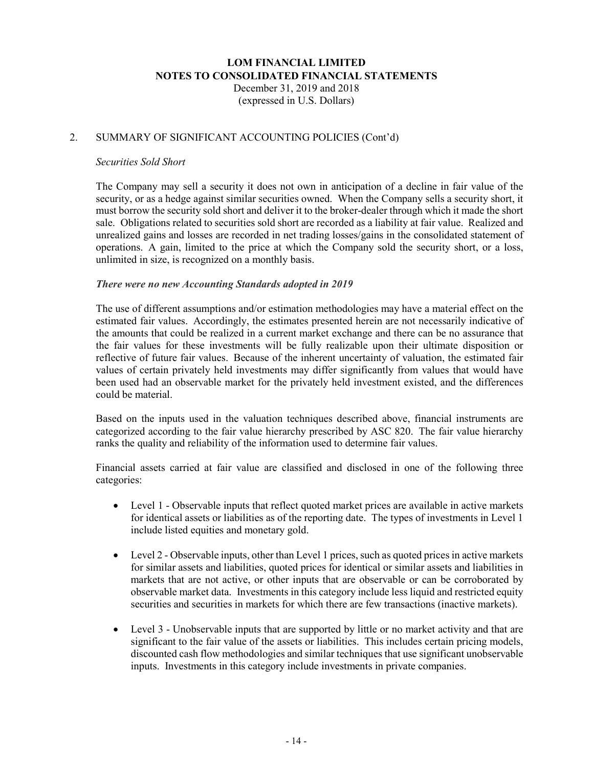# LOM FINANCIAL LIMITED
## NOTES TO CONSOLIDATED FINANCIAL STATEMENTS
December 31, 2019 and 2018
(expressed in U.S. Dollars)

2. SUMMARY OF SIGNIFICANT ACCOUNTING POLICIES (Cont'd)

*Securities Sold Short*

The Company may sell a security it does not own in anticipation of a decline in fair value of the security, or as a hedge against similar securities owned. When the Company sells a security short, it must borrow the security sold short and deliver it to the broker-dealer through which it made the short sale. Obligations related to securities sold short are recorded as a liability at fair value. Realized and unrealized gains and losses are recorded in net trading losses/gains in the consolidated statement of operations. A gain, limited to the price at which the Company sold the security short, or a loss, unlimited in size, is recognized on a monthly basis.

***There were no new Accounting Standards adopted in 2019***

The use of different assumptions and/or estimation methodologies may have a material effect on the estimated fair values. Accordingly, the estimates presented herein are not necessarily indicative of the amounts that could be realized in a current market exchange and there can be no assurance that the fair values for these investments will be fully realizable upon their ultimate disposition or reflective of future fair values. Because of the inherent uncertainty of valuation, the estimated fair values of certain privately held investments may differ significantly from values that would have been used had an observable market for the privately held investment existed, and the differences could be material.

Based on the inputs used in the valuation techniques described above, financial instruments are categorized according to the fair value hierarchy prescribed by ASC 820. The fair value hierarchy ranks the quality and reliability of the information used to determine fair values.

Financial assets carried at fair value are classified and disclosed in one of the following three categories:

- Level 1 - Observable inputs that reflect quoted market prices are available in active markets for identical assets or liabilities as of the reporting date. The types of investments in Level 1 include listed equities and monetary gold.
- Level 2 - Observable inputs, other than Level 1 prices, such as quoted prices in active markets for similar assets and liabilities, quoted prices for identical or similar assets and liabilities in markets that are not active, or other inputs that are observable or can be corroborated by observable market data. Investments in this category include less liquid and restricted equity securities and securities in markets for which there are few transactions (inactive markets).
- Level 3 - Unobservable inputs that are supported by little or no market activity and that are significant to the fair value of the assets or liabilities. This includes certain pricing models, discounted cash flow methodologies and similar techniques that use significant unobservable inputs. Investments in this category include investments in private companies.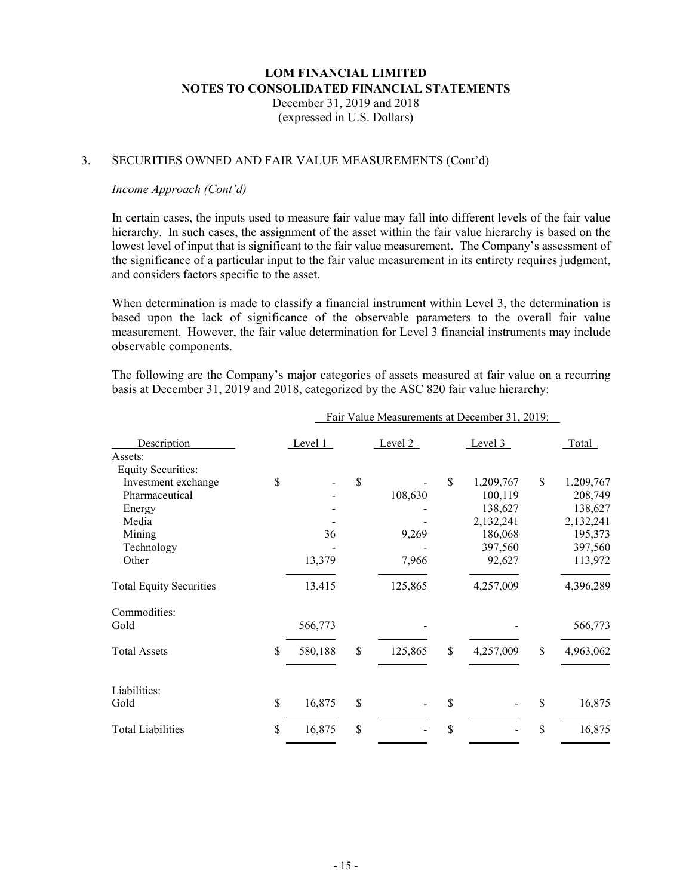# LOM FINANCIAL LIMITED
# NOTES TO CONSOLIDATED FINANCIAL STATEMENTS

December 31, 2019 and 2018
(expressed in U.S. Dollars)

3. SECURITIES OWNED AND FAIR VALUE MEASUREMENTS (Cont'd)

*Income Approach (Cont'd)*

In certain cases, the inputs used to measure fair value may fall into different levels of the fair value hierarchy. In such cases, the assignment of the asset within the fair value hierarchy is based on the lowest level of input that is significant to the fair value measurement. The Company's assessment of the significance of a particular input to the fair value measurement in its entirety requires judgment, and considers factors specific to the asset.

When determination is made to classify a financial instrument within Level 3, the determination is based upon the lack of significance of the observable parameters to the overall fair value measurement. However, the fair value determination for Level 3 financial instruments may include observable components.

The following are the Company's major categories of assets measured at fair value on a recurring basis at December 31, 2019 and 2018, categorized by the ASC 820 fair value hierarchy:

| | Fair Value Measurements at December 31, 2019: | | | |
|---|---|---|---|---|
| Description | Level 1 | Level 2 | Level 3 | Total |
| Assets: | | | | |
| Equity Securities: | | | | |
| Investment exchange | $ - | $ - | $ 1,209,767 | $ 1,209,767 |
| Pharmaceutical | - | 108,630 | 100,119 | 208,749 |
| Energy | - | - | 138,627 | 138,627 |
| Media | - | - | 2,132,241 | 2,132,241 |
| Mining | 36 | 9,269 | 186,068 | 195,373 |
| Technology | - | - | 397,560 | 397,560 |
| Other | 13,379 | 7,966 | 92,627 | 113,972 |
| Total Equity Securities | 13,415 | 125,865 | 4,257,009 | 4,396,289 |
| Commodities: | | | | |
| Gold | 566,773 | - | - | 566,773 |
| Total Assets | $ 580,188 | $ 125,865 | $ 4,257,009 | $ 4,963,062 |
| Liabilities: | | | | |
| Gold | $ 16,875 | $ - | $ - | $ 16,875 |
| Total Liabilities | $ 16,875 | $ - | $ - | $ 16,875 |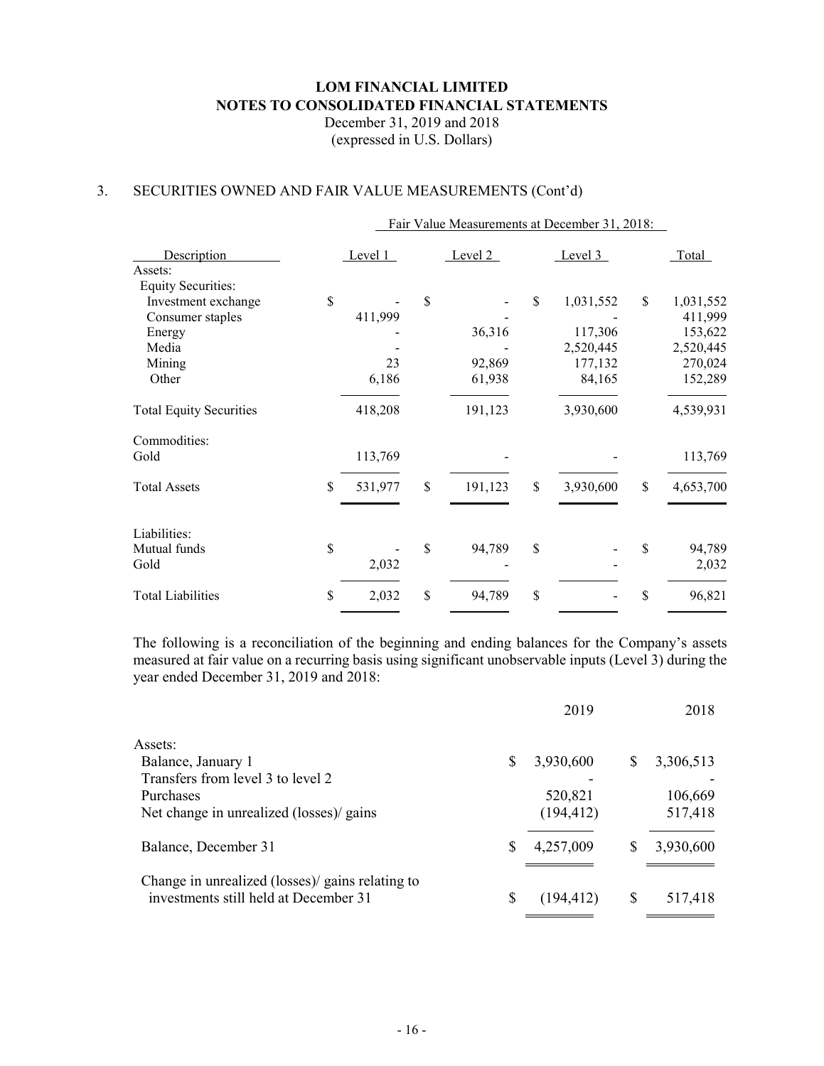# LOM FINANCIAL LIMITED
## NOTES TO CONSOLIDATED FINANCIAL STATEMENTS
December 31, 2019 and 2018
(expressed in U.S. Dollars)

### 3. SECURITIES OWNED AND FAIR VALUE MEASUREMENTS (Cont'd)

| | Fair Value Measurements at December 31, 2018: | | | |
|---|---|---|---|---|
| Description | Level 1 | Level 2 | Level 3 | Total |
| Assets: | | | | |
| Equity Securities: | | | | |
| Investment exchange | $ - | $ - | $ 1,031,552 | $ 1,031,552 |
| Consumer staples | 411,999 | - | - | 411,999 |
| Energy | - | 36,316 | 117,306 | 153,622 |
| Media | - | - | 2,520,445 | 2,520,445 |
| Mining | 23 | 92,869 | 177,132 | 270,024 |
| Other | 6,186 | 61,938 | 84,165 | 152,289 |
| Total Equity Securities | 418,208 | 191,123 | 3,930,600 | 4,539,931 |
| Commodities: | | | | |
| Gold | 113,769 | - | - | 113,769 |
| Total Assets | $ 531,977 | $ 191,123 | $ 3,930,600 | $ 4,653,700 |
| Liabilities: | | | | |
| Mutual funds | $ - | $ 94,789 | $ - | $ 94,789 |
| Gold | 2,032 | - | - | 2,032 |
| Total Liabilities | $ 2,032 | $ 94,789 | $ - | $ 96,821 |

The following is a reconciliation of the beginning and ending balances for the Company's assets measured at fair value on a recurring basis using significant unobservable inputs (Level 3) during the year ended December 31, 2019 and 2018:

| | 2019 | 2018 |
|---|---|---|
| Assets: | | |
| Balance, January 1 | $ 3,930,600 | $ 3,306,513 |
| Transfers from level 3 to level 2 | - | - |
| Purchases | 520,821 | 106,669 |
| Net change in unrealized (losses)/ gains | (194,412) | 517,418 |
| Balance, December 31 | $ 4,257,009 | $ 3,930,600 |
| Change in unrealized (losses)/ gains relating to investments still held at December 31 | $ (194,412) | $ 517,418 |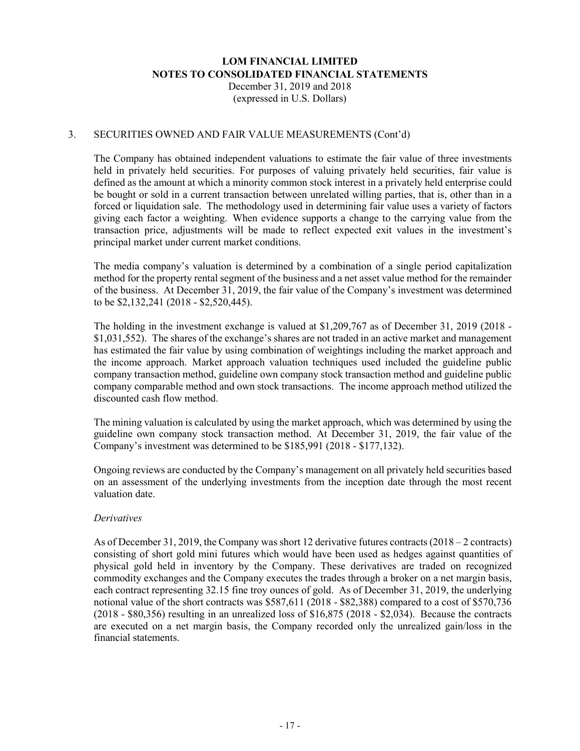# LOM FINANCIAL LIMITED
## NOTES TO CONSOLIDATED FINANCIAL STATEMENTS
December 31, 2019 and 2018
(expressed in U.S. Dollars)

3. SECURITIES OWNED AND FAIR VALUE MEASUREMENTS (Cont'd)

The Company has obtained independent valuations to estimate the fair value of three investments held in privately held securities. For purposes of valuing privately held securities, fair value is defined as the amount at which a minority common stock interest in a privately held enterprise could be bought or sold in a current transaction between unrelated willing parties, that is, other than in a forced or liquidation sale. The methodology used in determining fair value uses a variety of factors giving each factor a weighting. When evidence supports a change to the carrying value from the transaction price, adjustments will be made to reflect expected exit values in the investment's principal market under current market conditions.

The media company's valuation is determined by a combination of a single period capitalization method for the property rental segment of the business and a net asset value method for the remainder of the business. At December 31, 2019, the fair value of the Company's investment was determined to be $2,132,241 (2018 - $2,520,445).

The holding in the investment exchange is valued at $1,209,767 as of December 31, 2019 (2018 - $1,031,552). The shares of the exchange's shares are not traded in an active market and management has estimated the fair value by using combination of weightings including the market approach and the income approach. Market approach valuation techniques used included the guideline public company transaction method, guideline own company stock transaction method and guideline public company comparable method and own stock transactions. The income approach method utilized the discounted cash flow method.

The mining valuation is calculated by using the market approach, which was determined by using the guideline own company stock transaction method. At December 31, 2019, the fair value of the Company's investment was determined to be $185,991 (2018 - $177,132).

Ongoing reviews are conducted by the Company's management on all privately held securities based on an assessment of the underlying investments from the inception date through the most recent valuation date.

*Derivatives*

As of December 31, 2019, the Company was short 12 derivative futures contracts (2018 – 2 contracts) consisting of short gold mini futures which would have been used as hedges against quantities of physical gold held in inventory by the Company. These derivatives are traded on recognized commodity exchanges and the Company executes the trades through a broker on a net margin basis, each contract representing 32.15 fine troy ounces of gold. As of December 31, 2019, the underlying notional value of the short contracts was $587,611 (2018 - $82,388) compared to a cost of $570,736 (2018 - $80,356) resulting in an unrealized loss of $16,875 (2018 - $2,034). Because the contracts are executed on a net margin basis, the Company recorded only the unrealized gain/loss in the financial statements.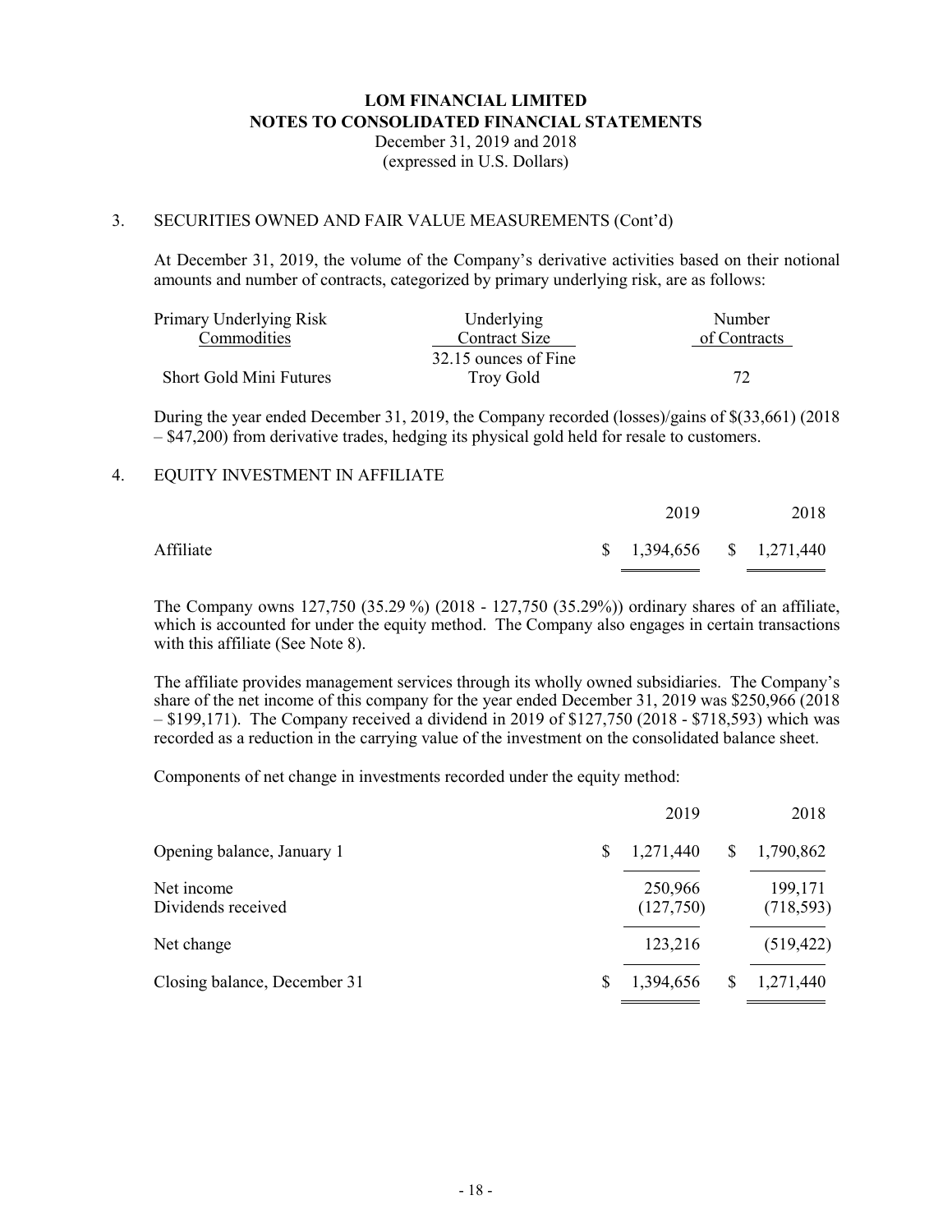**LOM FINANCIAL LIMITED**
**NOTES TO CONSOLIDATED FINANCIAL STATEMENTS**
December 31, 2019 and 2018
(expressed in U.S. Dollars)

3. SECURITIES OWNED AND FAIR VALUE MEASUREMENTS (Cont'd)

At December 31, 2019, the volume of the Company's derivative activities based on their notional amounts and number of contracts, categorized by primary underlying risk, are as follows:

| Primary Underlying Risk<br>Commodities | Underlying<br>Contract Size | Number<br>of Contracts |
|---|---|---|
| Short Gold Mini Futures | 32.15 ounces of Fine Troy Gold | 72 |

During the year ended December 31, 2019, the Company recorded (losses)/gains of $(33,661) (2018 – $47,200) from derivative trades, hedging its physical gold held for resale to customers.

4. EQUITY INVESTMENT IN AFFILIATE

| | 2019 | 2018 |
|---|---|---|
| Affiliate | $ 1,394,656 | $ 1,271,440 |

The Company owns 127,750 (35.29 %) (2018 - 127,750 (35.29%)) ordinary shares of an affiliate, which is accounted for under the equity method. The Company also engages in certain transactions with this affiliate (See Note 8).

The affiliate provides management services through its wholly owned subsidiaries. The Company's share of the net income of this company for the year ended December 31, 2019 was $250,966 (2018 – $199,171). The Company received a dividend in 2019 of $127,750 (2018 - $718,593) which was recorded as a reduction in the carrying value of the investment on the consolidated balance sheet.

Components of net change in investments recorded under the equity method:

| | 2019 | 2018 |
|---|---|---|
| Opening balance, January 1 | $ 1,271,440 | $ 1,790,862 |
| Net income | 250,966 | 199,171 |
| Dividends received | (127,750) | (718,593) |
| Net change | 123,216 | (519,422) |
| Closing balance, December 31 | $ 1,394,656 | $ 1,271,440 |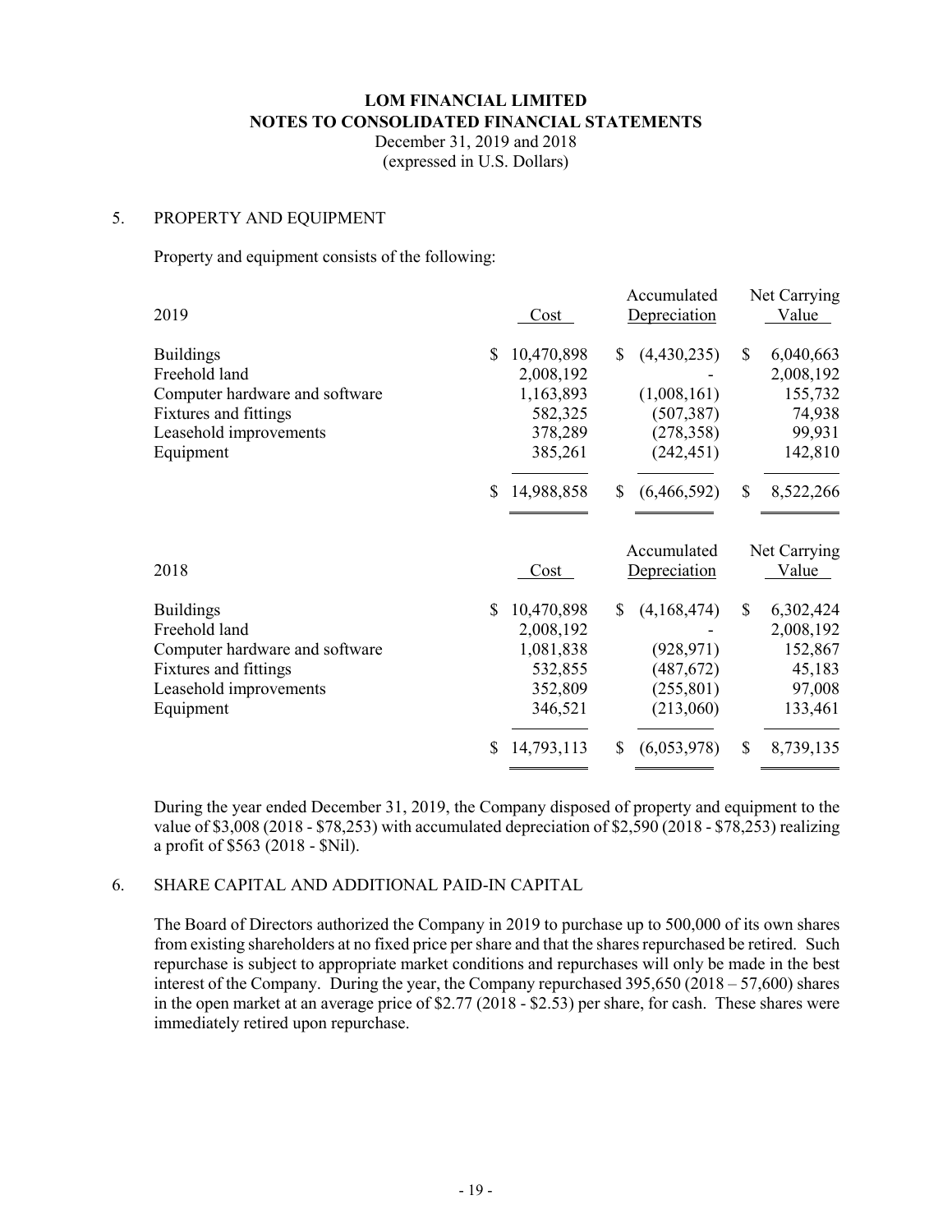**LOM FINANCIAL LIMITED**
**NOTES TO CONSOLIDATED FINANCIAL STATEMENTS**
December 31, 2019 and 2018
(expressed in U.S. Dollars)

## 5. PROPERTY AND EQUIPMENT

Property and equipment consists of the following:

| 2019 | Cost | Accumulated Depreciation | Net Carrying Value |
|---|---|---|---|
| Buildings | $ 10,470,898 | $ (4,430,235) | $ 6,040,663 |
| Freehold land | 2,008,192 | - | 2,008,192 |
| Computer hardware and software | 1,163,893 | (1,008,161) | 155,732 |
| Fixtures and fittings | 582,325 | (507,387) | 74,938 |
| Leasehold improvements | 378,289 | (278,358) | 99,931 |
| Equipment | 385,261 | (242,451) | 142,810 |
| | $ 14,988,858 | $ (6,466,592) | $ 8,522,266 |

| 2018 | Cost | Accumulated Depreciation | Net Carrying Value |
|---|---|---|---|
| Buildings | $ 10,470,898 | $ (4,168,474) | $ 6,302,424 |
| Freehold land | 2,008,192 | - | 2,008,192 |
| Computer hardware and software | 1,081,838 | (928,971) | 152,867 |
| Fixtures and fittings | 532,855 | (487,672) | 45,183 |
| Leasehold improvements | 352,809 | (255,801) | 97,008 |
| Equipment | 346,521 | (213,060) | 133,461 |
| | $ 14,793,113 | $ (6,053,978) | $ 8,739,135 |

During the year ended December 31, 2019, the Company disposed of property and equipment to the value of $3,008 (2018 - $78,253) with accumulated depreciation of $2,590 (2018 - $78,253) realizing a profit of $563 (2018 - $Nil).

## 6. SHARE CAPITAL AND ADDITIONAL PAID-IN CAPITAL

The Board of Directors authorized the Company in 2019 to purchase up to 500,000 of its own shares from existing shareholders at no fixed price per share and that the shares repurchased be retired. Such repurchase is subject to appropriate market conditions and repurchases will only be made in the best interest of the Company. During the year, the Company repurchased 395,650 (2018 – 57,600) shares in the open market at an average price of $2.77 (2018 - $2.53) per share, for cash. These shares were immediately retired upon repurchase.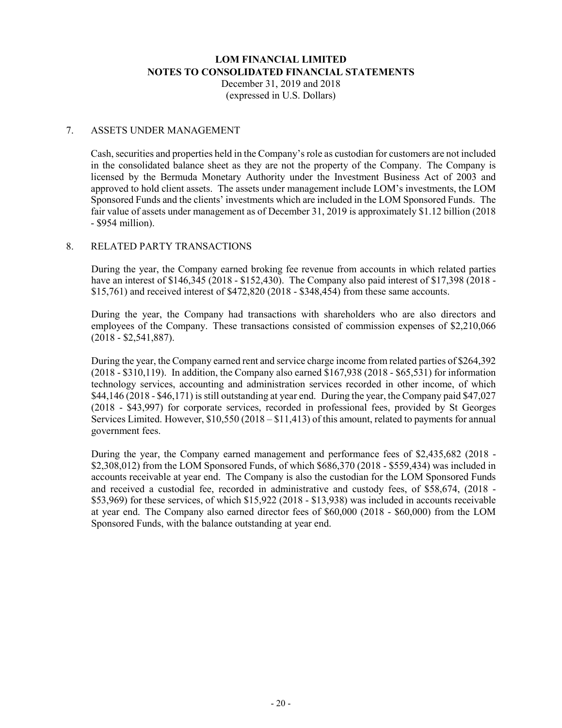# LOM FINANCIAL LIMITED
## NOTES TO CONSOLIDATED FINANCIAL STATEMENTS
December 31, 2019 and 2018
(expressed in U.S. Dollars)

### 7. ASSETS UNDER MANAGEMENT

Cash, securities and properties held in the Company's role as custodian for customers are not included in the consolidated balance sheet as they are not the property of the Company. The Company is licensed by the Bermuda Monetary Authority under the Investment Business Act of 2003 and approved to hold client assets. The assets under management include LOM's investments, the LOM Sponsored Funds and the clients' investments which are included in the LOM Sponsored Funds. The fair value of assets under management as of December 31, 2019 is approximately $1.12 billion (2018 - $954 million).

### 8. RELATED PARTY TRANSACTIONS

During the year, the Company earned broking fee revenue from accounts in which related parties have an interest of $146,345 (2018 - $152,430). The Company also paid interest of $17,398 (2018 - $15,761) and received interest of $472,820 (2018 - $348,454) from these same accounts.

During the year, the Company had transactions with shareholders who are also directors and employees of the Company. These transactions consisted of commission expenses of $2,210,066 (2018 - $2,541,887).

During the year, the Company earned rent and service charge income from related parties of $264,392 (2018 - $310,119). In addition, the Company also earned $167,938 (2018 - $65,531) for information technology services, accounting and administration services recorded in other income, of which $44,146 (2018 - $46,171) is still outstanding at year end. During the year, the Company paid $47,027 (2018 - $43,997) for corporate services, recorded in professional fees, provided by St Georges Services Limited. However, $10,550 (2018 – $11,413) of this amount, related to payments for annual government fees.

During the year, the Company earned management and performance fees of $2,435,682 (2018 - $2,308,012) from the LOM Sponsored Funds, of which $686,370 (2018 - $559,434) was included in accounts receivable at year end. The Company is also the custodian for the LOM Sponsored Funds and received a custodial fee, recorded in administrative and custody fees, of $58,674, (2018 - $53,969) for these services, of which $15,922 (2018 - $13,938) was included in accounts receivable at year end. The Company also earned director fees of $60,000 (2018 - $60,000) from the LOM Sponsored Funds, with the balance outstanding at year end.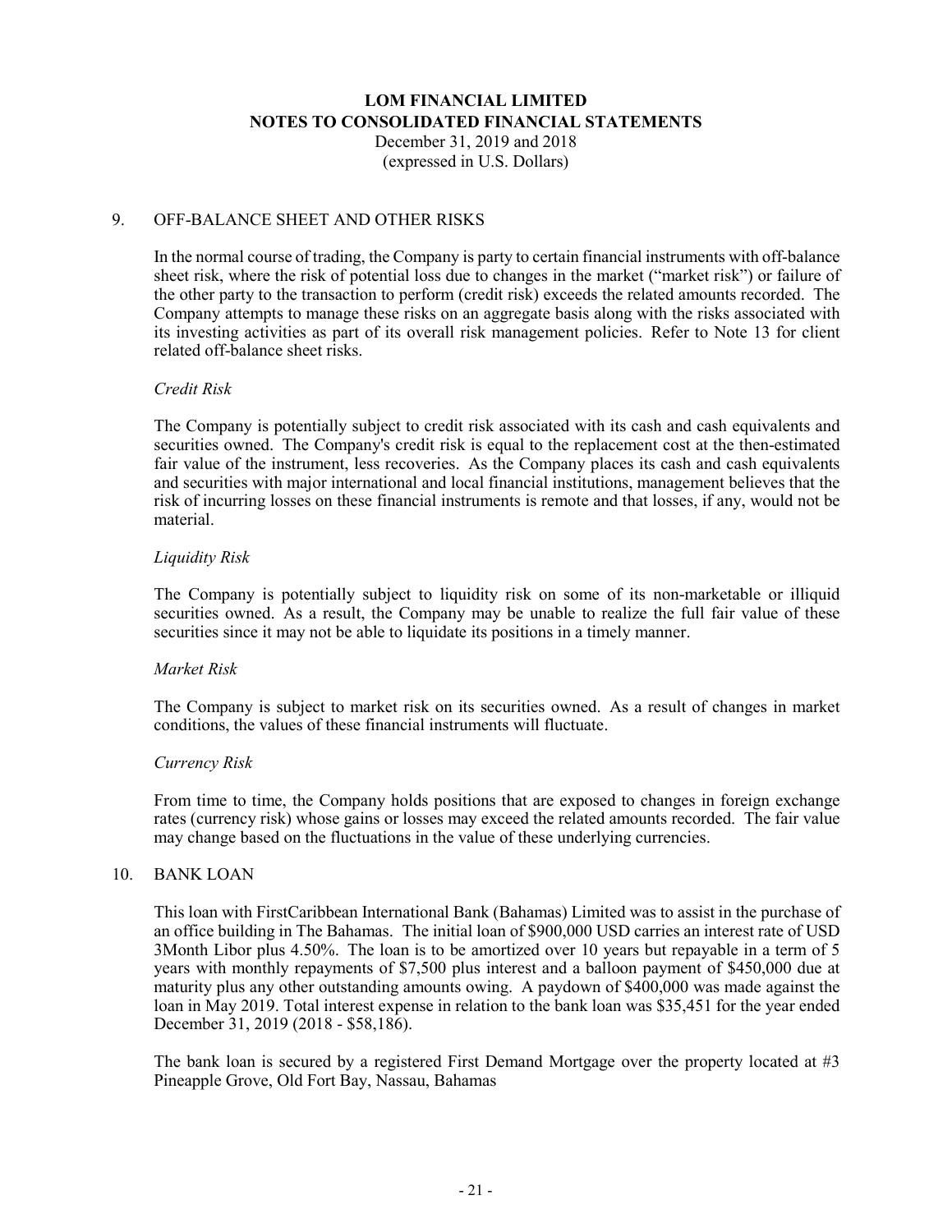## 9. OFF-BALANCE SHEET AND OTHER RISKS

In the normal course of trading, the Company is party to certain financial instruments with off-balance sheet risk, where the risk of potential loss due to changes in the market ("market risk") or failure of the other party to the transaction to perform (credit risk) exceeds the related amounts recorded. The Company attempts to manage these risks on an aggregate basis along with the risks associated with its investing activities as part of its overall risk management policies. Refer to Note 13 for client related off-balance sheet risks.

*Credit Risk*

The Company is potentially subject to credit risk associated with its cash and cash equivalents and securities owned. The Company's credit risk is equal to the replacement cost at the then-estimated fair value of the instrument, less recoveries. As the Company places its cash and cash equivalents and securities with major international and local financial institutions, management believes that the risk of incurring losses on these financial instruments is remote and that losses, if any, would not be material.

*Liquidity Risk*

The Company is potentially subject to liquidity risk on some of its non-marketable or illiquid securities owned. As a result, the Company may be unable to realize the full fair value of these securities since it may not be able to liquidate its positions in a timely manner.

*Market Risk*

The Company is subject to market risk on its securities owned. As a result of changes in market conditions, the values of these financial instruments will fluctuate.

*Currency Risk*

From time to time, the Company holds positions that are exposed to changes in foreign exchange rates (currency risk) whose gains or losses may exceed the related amounts recorded. The fair value may change based on the fluctuations in the value of these underlying currencies.

## 10. BANK LOAN

This loan with FirstCaribbean International Bank (Bahamas) Limited was to assist in the purchase of an office building in The Bahamas. The initial loan of $900,000 USD carries an interest rate of USD 3Month Libor plus 4.50%. The loan is to be amortized over 10 years but repayable in a term of 5 years with monthly repayments of $7,500 plus interest and a balloon payment of $450,000 due at maturity plus any other outstanding amounts owing. A paydown of $400,000 was made against the loan in May 2019. Total interest expense in relation to the bank loan was $35,451 for the year ended December 31, 2019 (2018 - $58,186).

The bank loan is secured by a registered First Demand Mortgage over the property located at #3 Pineapple Grove, Old Fort Bay, Nassau, Bahamas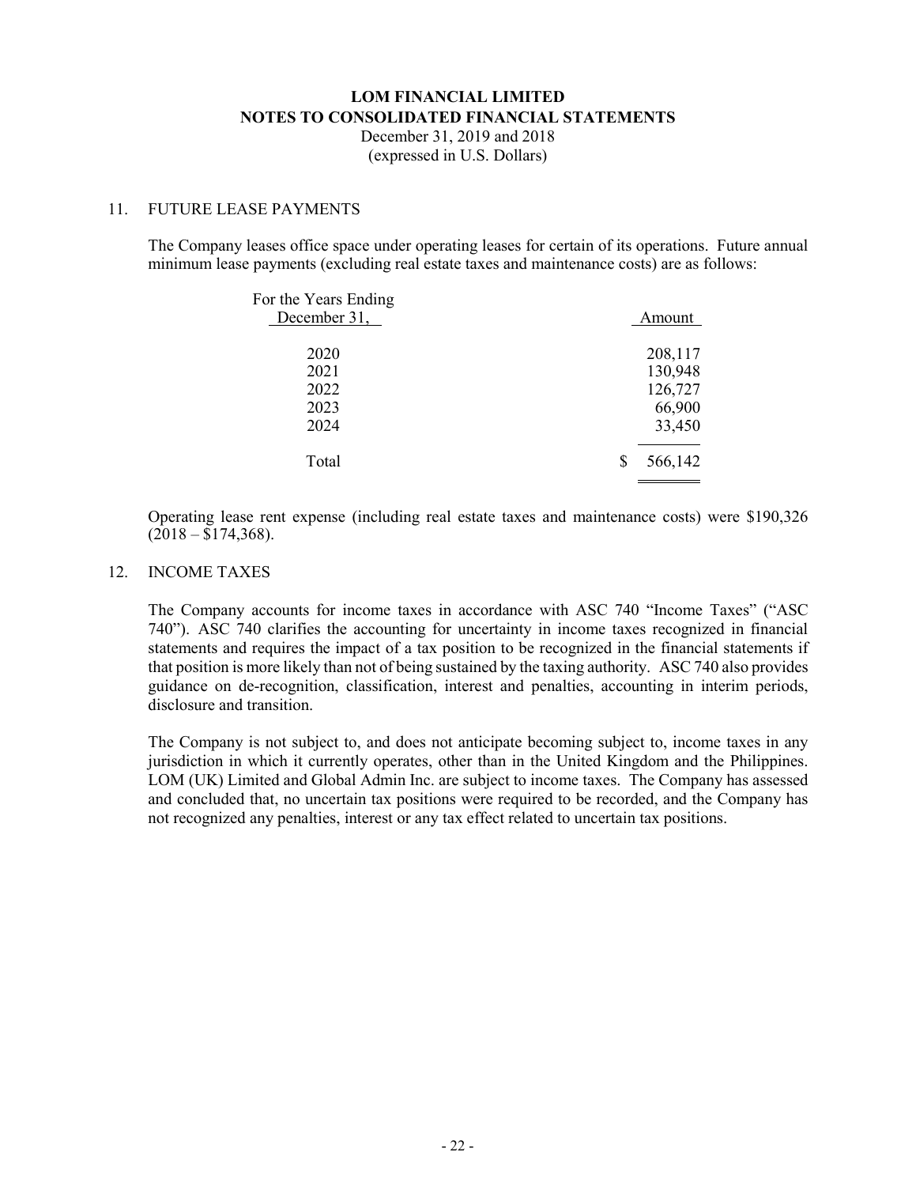**LOM FINANCIAL LIMITED**
**NOTES TO CONSOLIDATED FINANCIAL STATEMENTS**
December 31, 2019 and 2018
(expressed in U.S. Dollars)

## 11. FUTURE LEASE PAYMENTS

The Company leases office space under operating leases for certain of its operations. Future annual minimum lease payments (excluding real estate taxes and maintenance costs) are as follows:

| For the Years Ending December 31, | Amount |
|---|---|
| 2020 | 208,117 |
| 2021 | 130,948 |
| 2022 | 126,727 |
| 2023 | 66,900 |
| 2024 | 33,450 |
| Total | $ 566,142 |

Operating lease rent expense (including real estate taxes and maintenance costs) were $190,326 (2018 – $174,368).

## 12. INCOME TAXES

The Company accounts for income taxes in accordance with ASC 740 "Income Taxes" ("ASC 740"). ASC 740 clarifies the accounting for uncertainty in income taxes recognized in financial statements and requires the impact of a tax position to be recognized in the financial statements if that position is more likely than not of being sustained by the taxing authority. ASC 740 also provides guidance on de-recognition, classification, interest and penalties, accounting in interim periods, disclosure and transition.

The Company is not subject to, and does not anticipate becoming subject to, income taxes in any jurisdiction in which it currently operates, other than in the United Kingdom and the Philippines. LOM (UK) Limited and Global Admin Inc. are subject to income taxes. The Company has assessed and concluded that, no uncertain tax positions were required to be recorded, and the Company has not recognized any penalties, interest or any tax effect related to uncertain tax positions.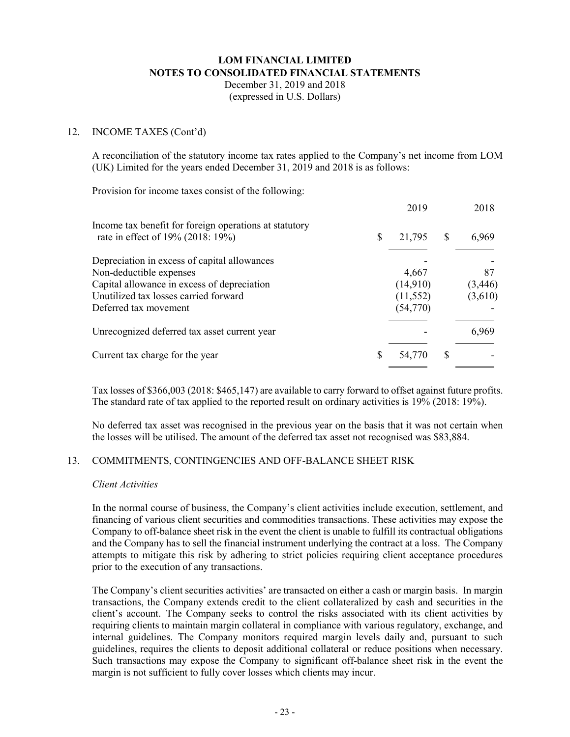## 12. INCOME TAXES (Cont'd)

A reconciliation of the statutory income tax rates applied to the Company's net income from LOM (UK) Limited for the years ended December 31, 2019 and 2018 is as follows:

Provision for income taxes consist of the following:

| | 2019 | 2018 |
|---|---|---|
| Income tax benefit for foreign operations at statutory rate in effect of 19% (2018: 19%) | $ 21,795 | $ 6,969 |
| Depreciation in excess of capital allowances | - | - |
| Non-deductible expenses | 4,667 | 87 |
| Capital allowance in excess of depreciation | (14,910) | (3,446) |
| Unutilized tax losses carried forward | (11,552) | (3,610) |
| Deferred tax movement | (54,770) | - |
| Unrecognized deferred tax asset current year | - | 6,969 |
| Current tax charge for the year | $ 54,770 | $ - |

Tax losses of $366,003 (2018: $465,147) are available to carry forward to offset against future profits. The standard rate of tax applied to the reported result on ordinary activities is 19% (2018: 19%).

No deferred tax asset was recognised in the previous year on the basis that it was not certain when the losses will be utilised. The amount of the deferred tax asset not recognised was $83,884.

## 13. COMMITMENTS, CONTINGENCIES AND OFF-BALANCE SHEET RISK

*Client Activities*

In the normal course of business, the Company's client activities include execution, settlement, and financing of various client securities and commodities transactions. These activities may expose the Company to off-balance sheet risk in the event the client is unable to fulfill its contractual obligations and the Company has to sell the financial instrument underlying the contract at a loss. The Company attempts to mitigate this risk by adhering to strict policies requiring client acceptance procedures prior to the execution of any transactions.

The Company's client securities activities' are transacted on either a cash or margin basis. In margin transactions, the Company extends credit to the client collateralized by cash and securities in the client's account. The Company seeks to control the risks associated with its client activities by requiring clients to maintain margin collateral in compliance with various regulatory, exchange, and internal guidelines. The Company monitors required margin levels daily and, pursuant to such guidelines, requires the clients to deposit additional collateral or reduce positions when necessary. Such transactions may expose the Company to significant off-balance sheet risk in the event the margin is not sufficient to fully cover losses which clients may incur.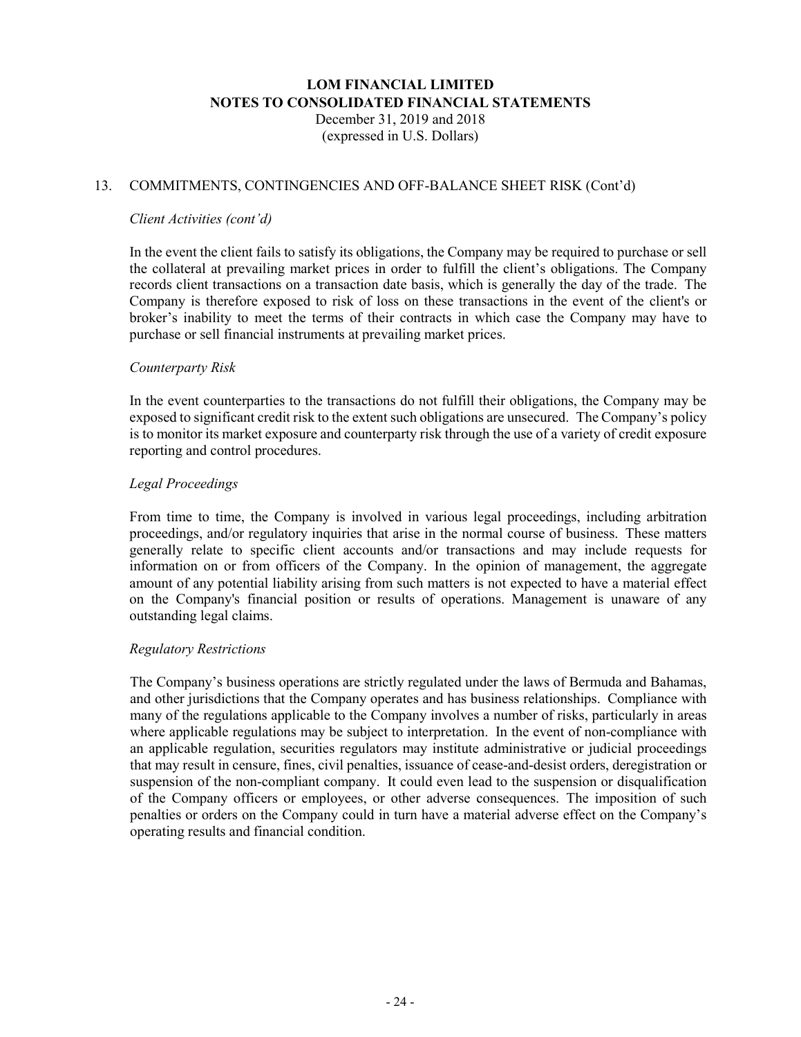## 13. COMMITMENTS, CONTINGENCIES AND OFF-BALANCE SHEET RISK (Cont'd)

*Client Activities (cont'd)*

In the event the client fails to satisfy its obligations, the Company may be required to purchase or sell the collateral at prevailing market prices in order to fulfill the client's obligations. The Company records client transactions on a transaction date basis, which is generally the day of the trade. The Company is therefore exposed to risk of loss on these transactions in the event of the client's or broker's inability to meet the terms of their contracts in which case the Company may have to purchase or sell financial instruments at prevailing market prices.

*Counterparty Risk*

In the event counterparties to the transactions do not fulfill their obligations, the Company may be exposed to significant credit risk to the extent such obligations are unsecured. The Company's policy is to monitor its market exposure and counterparty risk through the use of a variety of credit exposure reporting and control procedures.

*Legal Proceedings*

From time to time, the Company is involved in various legal proceedings, including arbitration proceedings, and/or regulatory inquiries that arise in the normal course of business. These matters generally relate to specific client accounts and/or transactions and may include requests for information on or from officers of the Company. In the opinion of management, the aggregate amount of any potential liability arising from such matters is not expected to have a material effect on the Company's financial position or results of operations. Management is unaware of any outstanding legal claims.

*Regulatory Restrictions*

The Company's business operations are strictly regulated under the laws of Bermuda and Bahamas, and other jurisdictions that the Company operates and has business relationships. Compliance with many of the regulations applicable to the Company involves a number of risks, particularly in areas where applicable regulations may be subject to interpretation. In the event of non-compliance with an applicable regulation, securities regulators may institute administrative or judicial proceedings that may result in censure, fines, civil penalties, issuance of cease-and-desist orders, deregistration or suspension of the non-compliant company. It could even lead to the suspension or disqualification of the Company officers or employees, or other adverse consequences. The imposition of such penalties or orders on the Company could in turn have a material adverse effect on the Company's operating results and financial condition.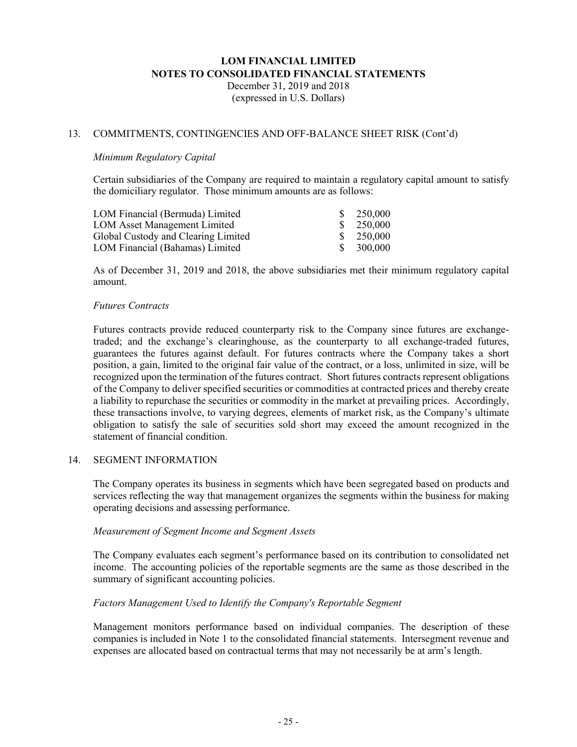# LOM FINANCIAL LIMITED
## NOTES TO CONSOLIDATED FINANCIAL STATEMENTS
December 31, 2019 and 2018
(expressed in U.S. Dollars)

13. COMMITMENTS, CONTINGENCIES AND OFF-BALANCE SHEET RISK (Cont'd)

*Minimum Regulatory Capital*

Certain subsidiaries of the Company are required to maintain a regulatory capital amount to satisfy the domiciliary regulator. Those minimum amounts are as follows:

| | |
|---|---|
| LOM Financial (Bermuda) Limited | $ 250,000 |
| LOM Asset Management Limited | $ 250,000 |
| Global Custody and Clearing Limited | $ 250,000 |
| LOM Financial (Bahamas) Limited | $ 300,000 |

As of December 31, 2019 and 2018, the above subsidiaries met their minimum regulatory capital amount.

*Futures Contracts*

Futures contracts provide reduced counterparty risk to the Company since futures are exchange-traded; and the exchange's clearinghouse, as the counterparty to all exchange-traded futures, guarantees the futures against default. For futures contracts where the Company takes a short position, a gain, limited to the original fair value of the contract, or a loss, unlimited in size, will be recognized upon the termination of the futures contract. Short futures contracts represent obligations of the Company to deliver specified securities or commodities at contracted prices and thereby create a liability to repurchase the securities or commodity in the market at prevailing prices. Accordingly, these transactions involve, to varying degrees, elements of market risk, as the Company's ultimate obligation to satisfy the sale of securities sold short may exceed the amount recognized in the statement of financial condition.

14. SEGMENT INFORMATION

The Company operates its business in segments which have been segregated based on products and services reflecting the way that management organizes the segments within the business for making operating decisions and assessing performance.

*Measurement of Segment Income and Segment Assets*

The Company evaluates each segment's performance based on its contribution to consolidated net income. The accounting policies of the reportable segments are the same as those described in the summary of significant accounting policies.

*Factors Management Used to Identify the Company's Reportable Segment*

Management monitors performance based on individual companies. The description of these companies is included in Note 1 to the consolidated financial statements. Intersegment revenue and expenses are allocated based on contractual terms that may not necessarily be at arm's length.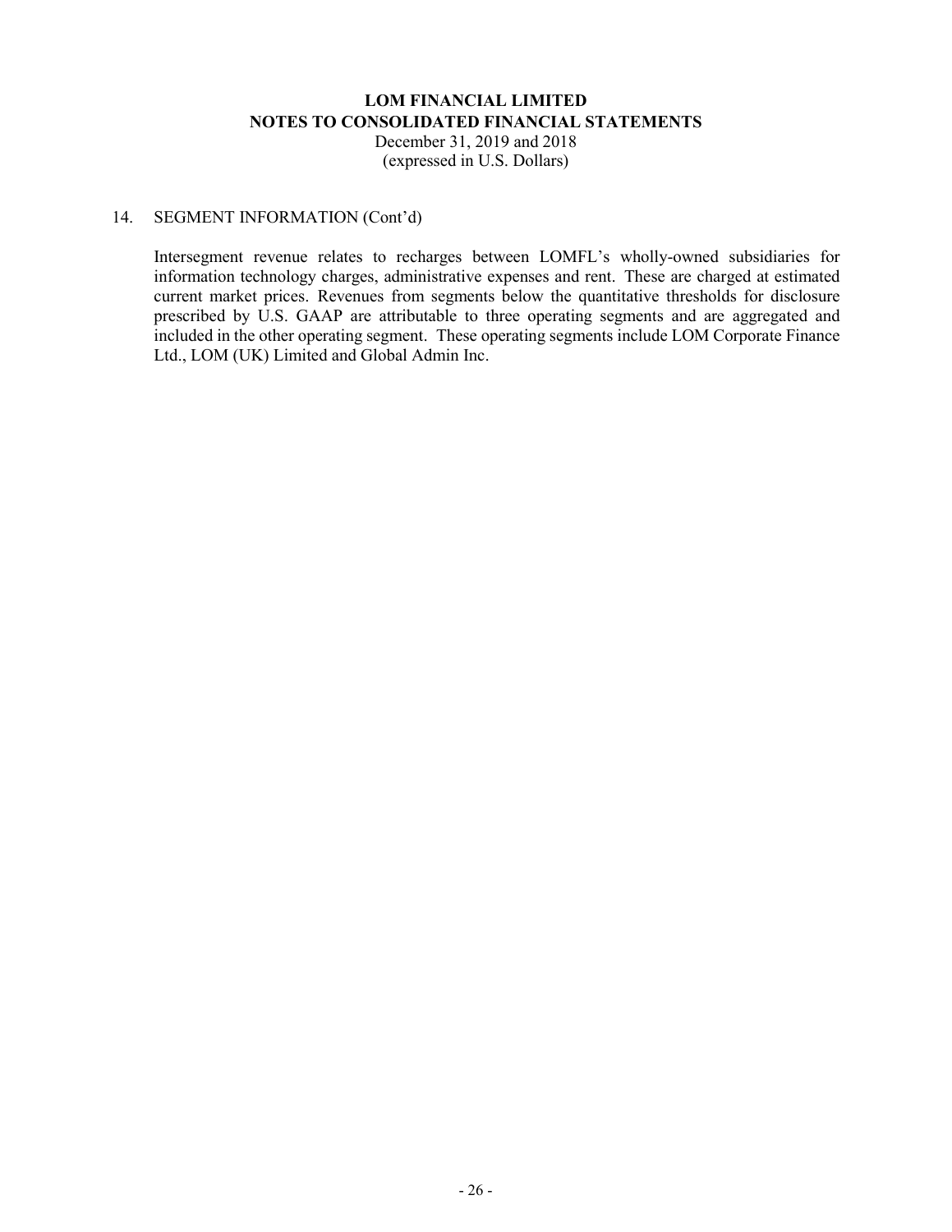**LOM FINANCIAL LIMITED**
**NOTES TO CONSOLIDATED FINANCIAL STATEMENTS**
December 31, 2019 and 2018
(expressed in U.S. Dollars)

14. SEGMENT INFORMATION (Cont'd)

Intersegment revenue relates to recharges between LOMFL's wholly-owned subsidiaries for information technology charges, administrative expenses and rent. These are charged at estimated current market prices. Revenues from segments below the quantitative thresholds for disclosure prescribed by U.S. GAAP are attributable to three operating segments and are aggregated and included in the other operating segment. These operating segments include LOM Corporate Finance Ltd., LOM (UK) Limited and Global Admin Inc.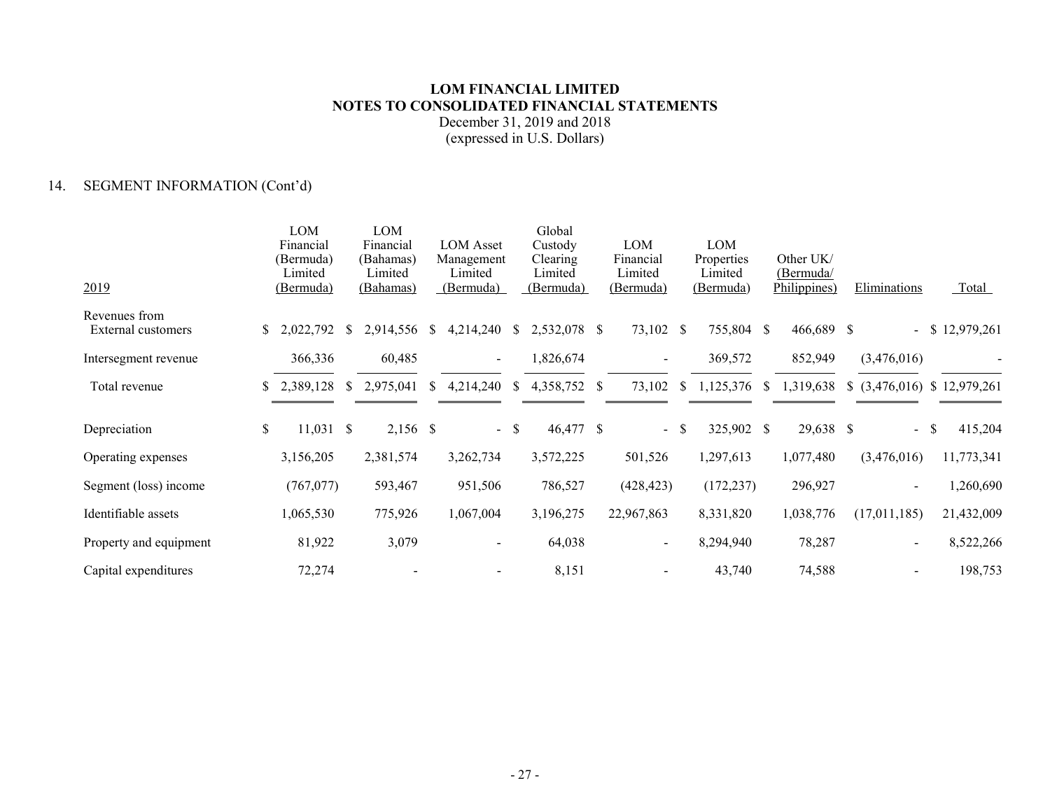# LOM FINANCIAL LIMITED
## NOTES TO CONSOLIDATED FINANCIAL STATEMENTS

December 31, 2019 and 2018
(expressed in U.S. Dollars)

### 14. SEGMENT INFORMATION (Cont'd)

| 2019 | LOM Financial (Bermuda) Limited (Bermuda) | LOM Financial (Bahamas) Limited (Bahamas) | LOM Asset Management Limited (Bermuda) | Global Custody Clearing Limited (Bermuda) | LOM Financial Limited (Bermuda) | LOM Properties Limited (Bermuda) | Other UK/ (Bermuda/ Philippines) | Eliminations | Total |
|---|---|---|---|---|---|---|---|---|---|
| Revenues from External customers | $ 2,022,792 | $ 2,914,556 | $ 4,214,240 | $ 2,532,078 | $ 73,102 | $ 755,804 | $ 466,689 | $ - | $ 12,979,261 |
| Intersegment revenue | 366,336 | 60,485 | - | 1,826,674 | - | 369,572 | 852,949 | (3,476,016) | - |
| Total revenue | $ 2,389,128 | $ 2,975,041 | $ 4,214,240 | $ 4,358,752 | $ 73,102 | $ 1,125,376 | $ 1,319,638 | $ (3,476,016) | $ 12,979,261 |
| Depreciation | $ 11,031 | $ 2,156 | $ - | $ 46,477 | $ - | $ 325,902 | $ 29,638 | $ - | $ 415,204 |
| Operating expenses | 3,156,205 | 2,381,574 | 3,262,734 | 3,572,225 | 501,526 | 1,297,613 | 1,077,480 | (3,476,016) | 11,773,341 |
| Segment (loss) income | (767,077) | 593,467 | 951,506 | 786,527 | (428,423) | (172,237) | 296,927 | - | 1,260,690 |
| Identifiable assets | 1,065,530 | 775,926 | 1,067,004 | 3,196,275 | 22,967,863 | 8,331,820 | 1,038,776 | (17,011,185) | 21,432,009 |
| Property and equipment | 81,922 | 3,079 | - | 64,038 | - | 8,294,940 | 78,287 | - | 8,522,266 |
| Capital expenditures | 72,274 | - | - | 8,151 | - | 43,740 | 74,588 | - | 198,753 |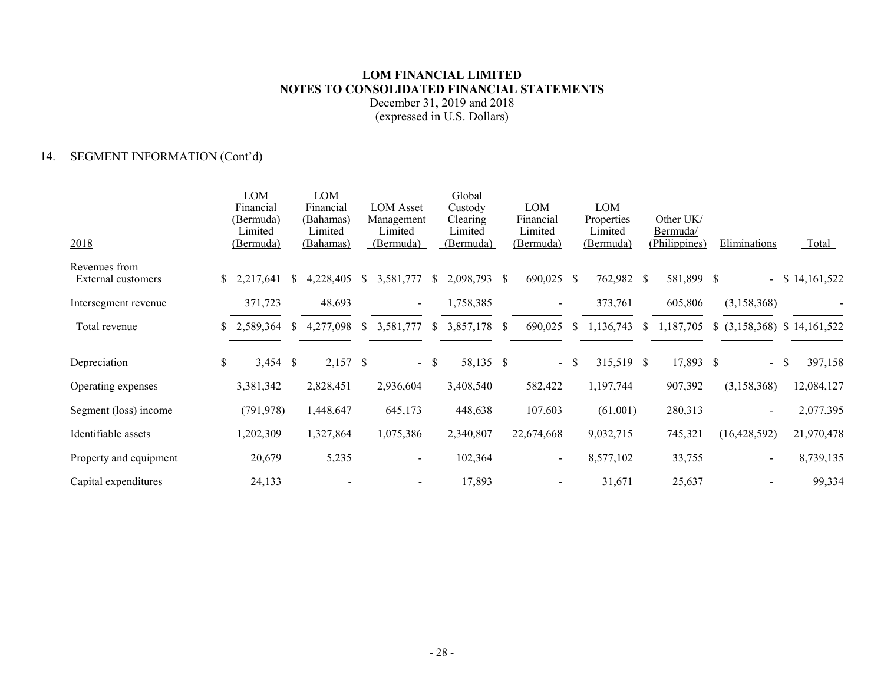**LOM FINANCIAL LIMITED**
**NOTES TO CONSOLIDATED FINANCIAL STATEMENTS**
December 31, 2019 and 2018
(expressed in U.S. Dollars)

## 14. SEGMENT INFORMATION (Cont'd)

| 2018 | LOM Financial (Bermuda) Limited (Bermuda) | LOM Financial (Bahamas) Limited (Bahamas) | LOM Asset Management Limited (Bermuda) | Global Custody Clearing Limited (Bermuda) | LOM Financial Limited (Bermuda) | LOM Properties Limited (Bermuda) | Other UK/ Bermuda/ (Philippines) | Eliminations | Total |
|---|---|---|---|---|---|---|---|---|---|
| Revenues from External customers | $ 2,217,641 | $ 4,228,405 | $ 3,581,777 | $ 2,098,793 | $ 690,025 | $ 762,982 | $ 581,899 | $ - | $ 14,161,522 |
| Intersegment revenue | 371,723 | 48,693 | - | 1,758,385 | - | 373,761 | 605,806 | (3,158,368) | - |
| Total revenue | $ 2,589,364 | $ 4,277,098 | $ 3,581,777 | $ 3,857,178 | $ 690,025 | $ 1,136,743 | $ 1,187,705 | $ (3,158,368) | $ 14,161,522 |
| Depreciation | $ 3,454 | $ 2,157 | $ - | $ 58,135 | $ - | $ 315,519 | $ 17,893 | $ - | $ 397,158 |
| Operating expenses | 3,381,342 | 2,828,451 | 2,936,604 | 3,408,540 | 582,422 | 1,197,744 | 907,392 | (3,158,368) | 12,084,127 |
| Segment (loss) income | (791,978) | 1,448,647 | 645,173 | 448,638 | 107,603 | (61,001) | 280,313 | - | 2,077,395 |
| Identifiable assets | 1,202,309 | 1,327,864 | 1,075,386 | 2,340,807 | 22,674,668 | 9,032,715 | 745,321 | (16,428,592) | 21,970,478 |
| Property and equipment | 20,679 | 5,235 | - | 102,364 | - | 8,577,102 | 33,755 | - | 8,739,135 |
| Capital expenditures | 24,133 | - | - | 17,893 | - | 31,671 | 25,637 | - | 99,334 |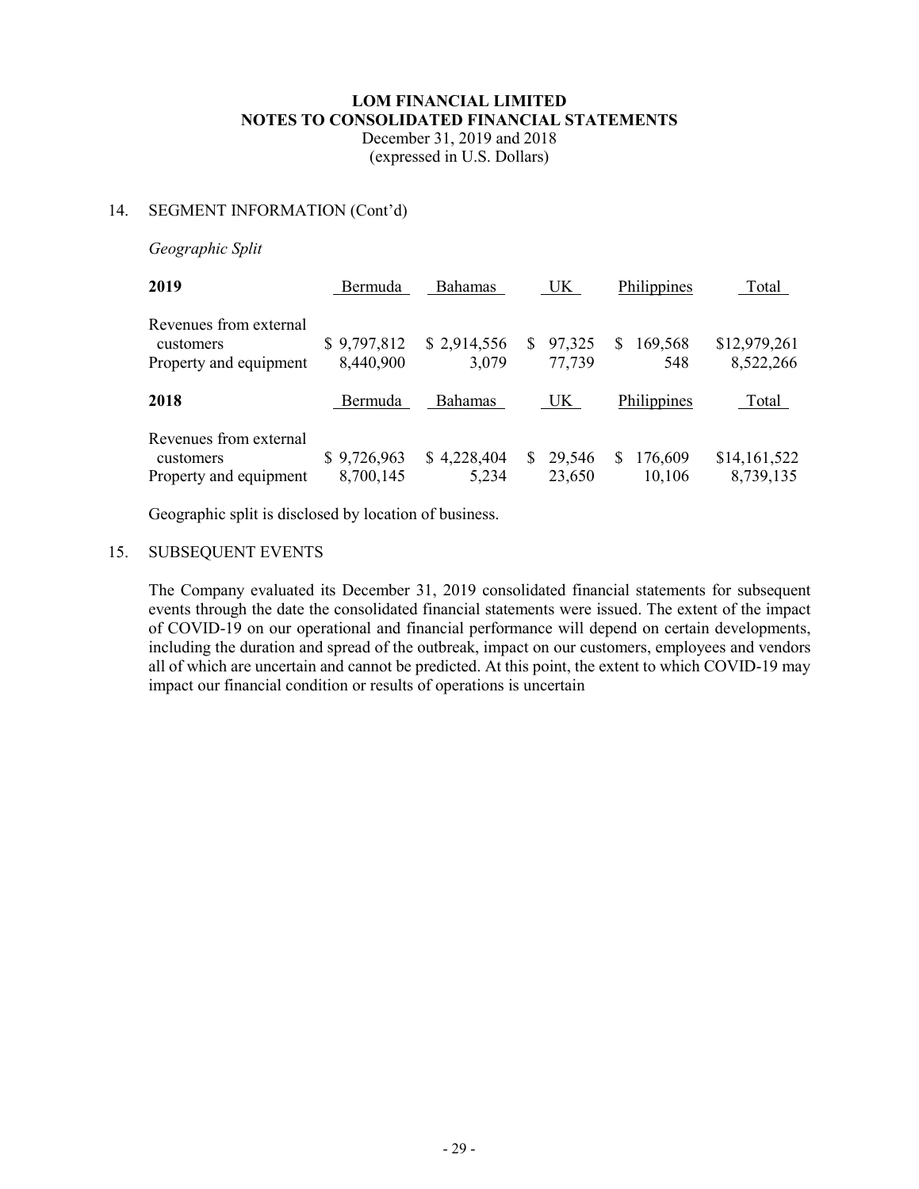**LOM FINANCIAL LIMITED**
**NOTES TO CONSOLIDATED FINANCIAL STATEMENTS**
December 31, 2019 and 2018
(expressed in U.S. Dollars)

14. SEGMENT INFORMATION (Cont'd)

*Geographic Split*

| **2019** | Bermuda | Bahamas | UK | Philippines | Total |
|---|---|---|---|---|---|
| Revenues from external customers | $ 9,797,812 | $ 2,914,556 | $ 97,325 | $ 169,568 | $12,979,261 |
| Property and equipment | 8,440,900 | 3,079 | 77,739 | 548 | 8,522,266 |
| **2018** | Bermuda | Bahamas | UK | Philippines | Total |
| Revenues from external customers | $ 9,726,963 | $ 4,228,404 | $ 29,546 | $ 176,609 | $14,161,522 |
| Property and equipment | 8,700,145 | 5,234 | 23,650 | 10,106 | 8,739,135 |

Geographic split is disclosed by location of business.

15. SUBSEQUENT EVENTS

The Company evaluated its December 31, 2019 consolidated financial statements for subsequent events through the date the consolidated financial statements were issued. The extent of the impact of COVID-19 on our operational and financial performance will depend on certain developments, including the duration and spread of the outbreak, impact on our customers, employees and vendors all of which are uncertain and cannot be predicted. At this point, the extent to which COVID-19 may impact our financial condition or results of operations is uncertain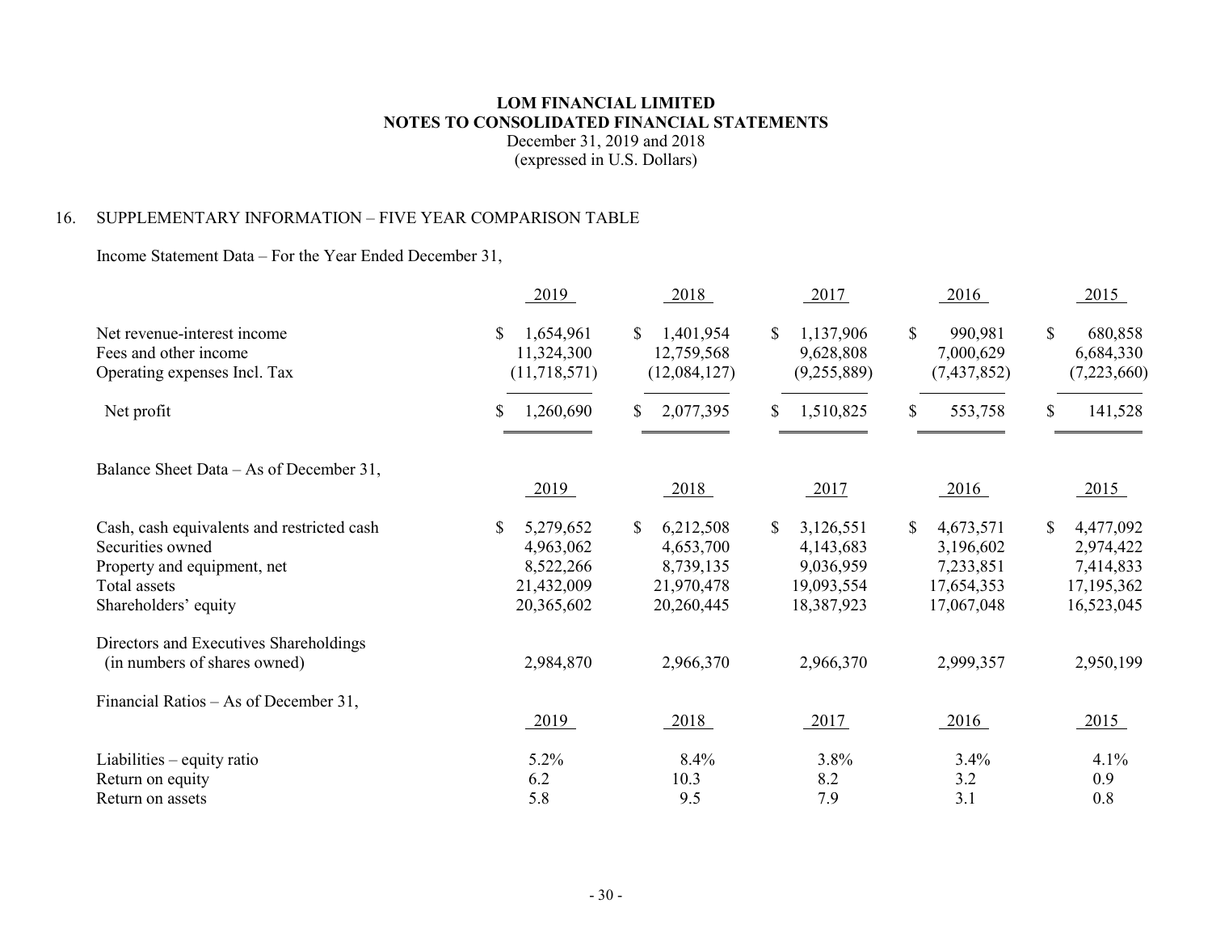**LOM FINANCIAL LIMITED**
**NOTES TO CONSOLIDATED FINANCIAL STATEMENTS**
December 31, 2019 and 2018
(expressed in U.S. Dollars)

## 16. SUPPLEMENTARY INFORMATION – FIVE YEAR COMPARISON TABLE

Income Statement Data – For the Year Ended December 31,

| | 2019 | 2018 | 2017 | 2016 | 2015 |
|---|---|---|---|---|---|
| Net revenue-interest income | $ 1,654,961 | $ 1,401,954 | $ 1,137,906 | $ 990,981 | $ 680,858 |
| Fees and other income | 11,324,300 | 12,759,568 | 9,628,808 | 7,000,629 | 6,684,330 |
| Operating expenses Incl. Tax | (11,718,571) | (12,084,127) | (9,255,889) | (7,437,852) | (7,223,660) |
| Net profit | $ 1,260,690 | $ 2,077,395 | $ 1,510,825 | $ 553,758 | $ 141,528 |

Balance Sheet Data – As of December 31,

| | 2019 | 2018 | 2017 | 2016 | 2015 |
|---|---|---|---|---|---|
| Cash, cash equivalents and restricted cash | $ 5,279,652 | $ 6,212,508 | $ 3,126,551 | $ 4,673,571 | $ 4,477,092 |
| Securities owned | 4,963,062 | 4,653,700 | 4,143,683 | 3,196,602 | 2,974,422 |
| Property and equipment, net | 8,522,266 | 8,739,135 | 9,036,959 | 7,233,851 | 7,414,833 |
| Total assets | 21,432,009 | 21,970,478 | 19,093,554 | 17,654,353 | 17,195,362 |
| Shareholders' equity | 20,365,602 | 20,260,445 | 18,387,923 | 17,067,048 | 16,523,045 |
| Directors and Executives Shareholdings (in numbers of shares owned) | 2,984,870 | 2,966,370 | 2,966,370 | 2,999,357 | 2,950,199 |

Financial Ratios – As of December 31,

| | 2019 | 2018 | 2017 | 2016 | 2015 |
|---|---|---|---|---|---|
| Liabilities – equity ratio | 5.2% | 8.4% | 3.8% | 3.4% | 4.1% |
| Return on equity | 6.2 | 10.3 | 8.2 | 3.2 | 0.9 |
| Return on assets | 5.8 | 9.5 | 7.9 | 3.1 | 0.8 |